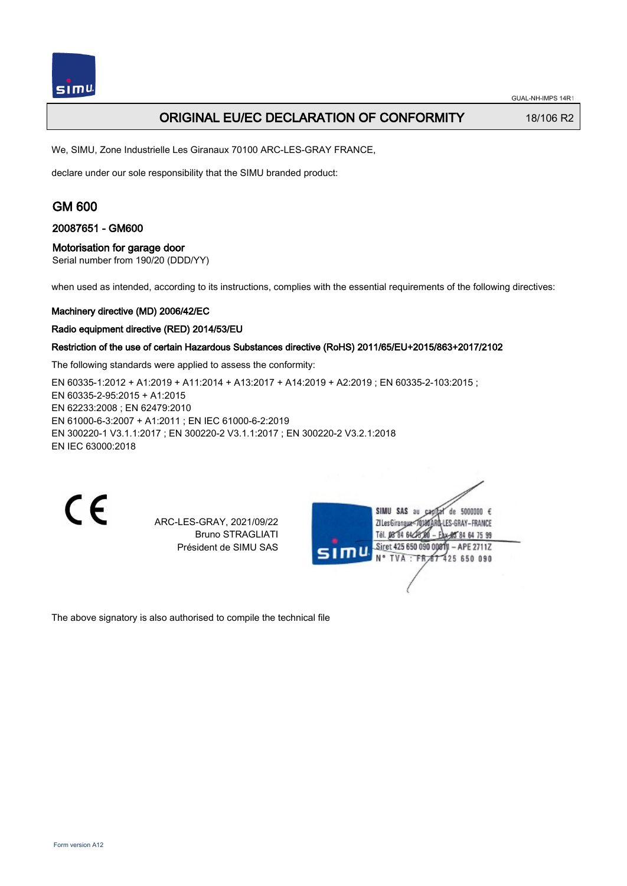# ORIGINAL EU/EC DECLARATION OF CONFORMITY

18/106 R2

We, SIMU, Zone Industrielle Les Giranaux 70100 ARC-LES-GRAY FRANCE,

declare under our sole responsibility that the SIMU branded product:

## GM 600

### 20087651 - GM600

### Motorisation for garage door

Serial number from 190/20 (DDD/YY)

when used as intended, according to its instructions, complies with the essential requirements of the following directives:

**Machinery directive (MD) 2006/42/EC**

**Radio equipment directive (RED) 2014/53/EU**

**Restriction of the use of certain Hazardous Substances directive (RoHS) 2011/65/EU+2015/863+2017/2102**

The following standards were applied to assess the conformity:

EN 60335-1:2012 + A1:2019 + A11:2014 + A13:2017 + A14:2019 + A2:2019 ; EN 60335-2-103:2015 ;
EN 60335-2-95:2015 + A1:2015
EN 62233:2008 ; EN 62479:2010
EN 61000-6-3:2007 + A1:2011 ; EN IEC 61000-6-2:2019
EN 300220-1 V3.1.1:2017 ; EN 300220-2 V3.1.1:2017 ; EN 300220-2 V3.2.1:2018
EN IEC 63000:2018

CE

ARC-LES-GRAY, 2021/09/22
Bruno STRAGLIATI
Président de SIMU SAS

SIMU SAS au capital de 5000000 €
ZI Les Giranaux 70100 ARC-LES-GRAY-FRANCE
Tél. 03 84 64 75 00 – Fax 03 84 64 75 99
Siret 425 650 090 00011 – APE 2711Z
N° TVA : FR 67 425 650 090

The above signatory is also authorised to compile the technical file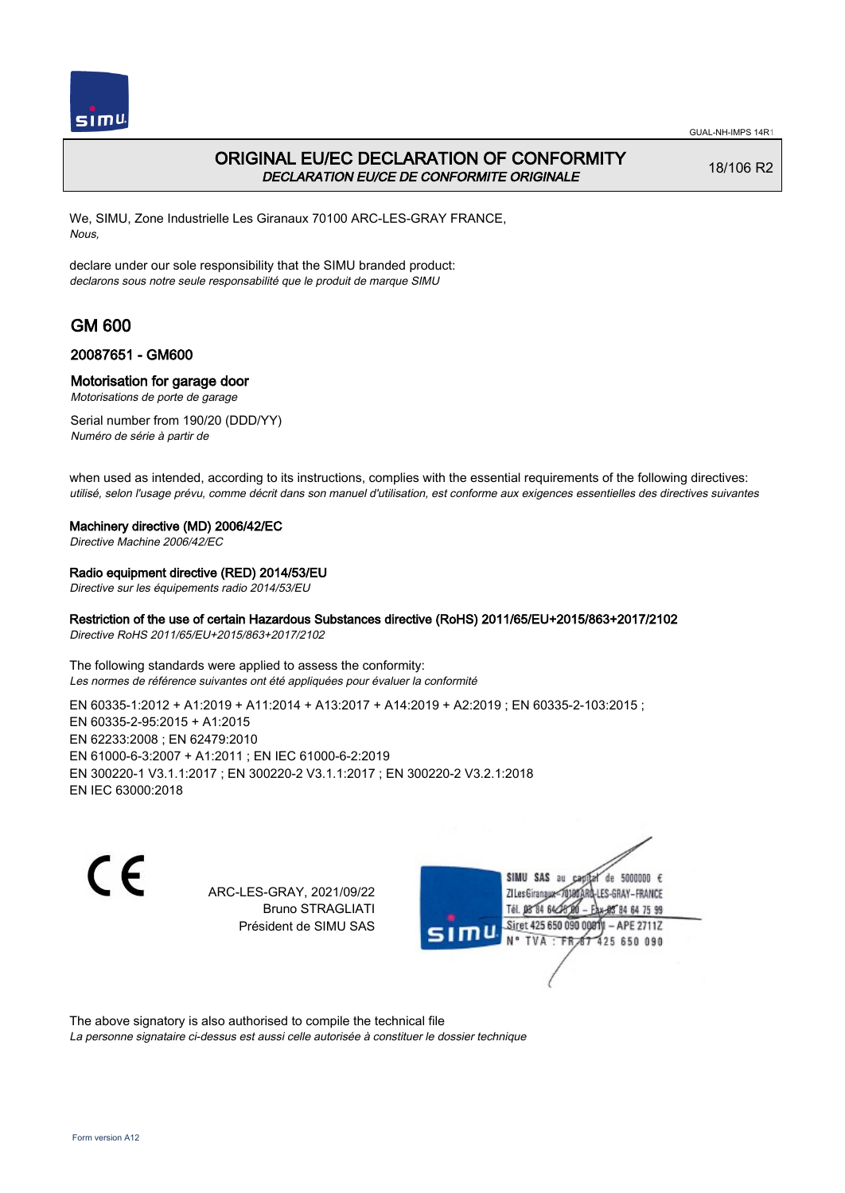# ORIGINAL EU/EC DECLARATION OF CONFORMITY
*DECLARATION EU/CE DE CONFORMITE ORIGINALE*

18/106 R2

We, SIMU, Zone Industrielle Les Giranaux 70100 ARC-LES-GRAY FRANCE,
*Nous,*

declare under our sole responsibility that the SIMU branded product:
*declarons sous notre seule responsabilité que le produit de marque SIMU*

## GM 600

### 20087651 - GM600

### Motorisation for garage door
*Motorisations de porte de garage*

Serial number from 190/20 (DDD/YY)
*Numéro de série à partir de*

when used as intended, according to its instructions, complies with the essential requirements of the following directives:
*utilisé, selon l'usage prévu, comme décrit dans son manuel d'utilisation, est conforme aux exigences essentielles des directives suivantes*

**Machinery directive (MD) 2006/42/EC**
*Directive Machine 2006/42/EC*

**Radio equipment directive (RED) 2014/53/EU**
*Directive sur les équipements radio 2014/53/EU*

**Restriction of the use of certain Hazardous Substances directive (RoHS) 2011/65/EU+2015/863+2017/2102**
*Directive RoHS 2011/65/EU+2015/863+2017/2102*

The following standards were applied to assess the conformity:
*Les normes de référence suivantes ont été appliquées pour évaluer la conformité*

EN 60335-1:2012 + A1:2019 + A11:2014 + A13:2017 + A14:2019 + A2:2019 ; EN 60335-2-103:2015 ;
EN 60335-2-95:2015 + A1:2015
EN 62233:2008 ; EN 62479:2010
EN 61000-6-3:2007 + A1:2011 ; EN IEC 61000-6-2:2019
EN 300220-1 V3.1.1:2017 ; EN 300220-2 V3.1.1:2017 ; EN 300220-2 V3.2.1:2018
EN IEC 63000:2018

ARC-LES-GRAY, 2021/09/22
Bruno STRAGLIATI
Président de SIMU SAS

SIMU SAS au capital de 5000000 €
ZI Les Giranaux 70100 ARC-LES-GRAY-FRANCE
Tél. 03 84 64 75 00 – Fax 03 84 64 75 99
Siret 425 650 090 00011 – APE 2711Z
N° TVA : FR 87 425 650 090

The above signatory is also authorised to compile the technical file
*La personne signataire ci-dessus est aussi celle autorisée à constituer le dossier technique*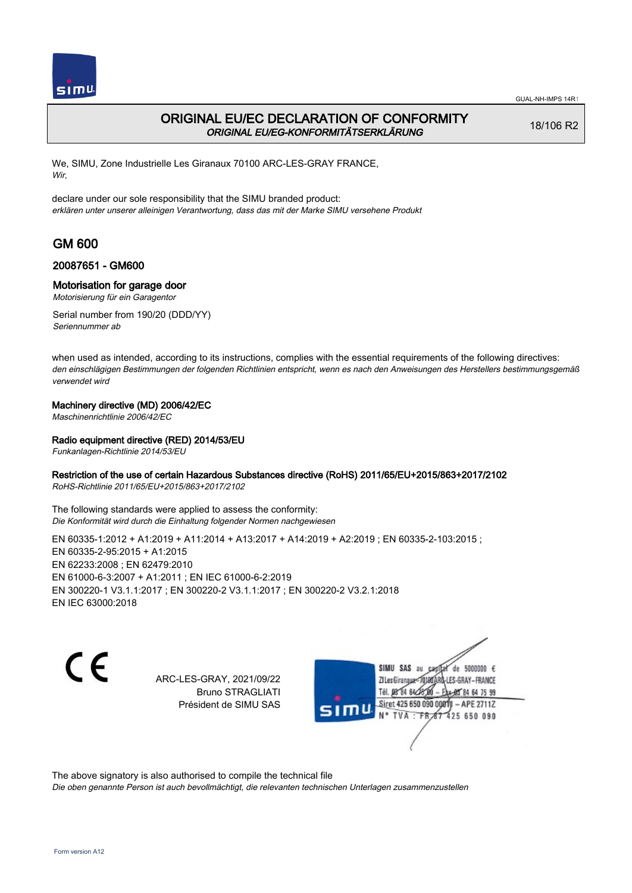# ORIGINAL EU/EC DECLARATION OF CONFORMITY

*ORIGINAL EU/EG-KONFORMITÄTSERKLÄRUNG*

18/106 R2

We, SIMU, Zone Industrielle Les Giranaux 70100 ARC-LES-GRAY FRANCE,
*Wir,*

declare under our sole responsibility that the SIMU branded product:
*erklären unter unserer alleinigen Verantwortung, dass das mit der Marke SIMU versehene Produkt*

## GM 600

### 20087651 - GM600

### Motorisation for garage door

*Motorisierung für ein Garagentor*

Serial number from 190/20 (DDD/YY)
*Seriennummer ab*

when used as intended, according to its instructions, complies with the essential requirements of the following directives:
*den einschlägigen Bestimmungen der folgenden Richtlinien entspricht, wenn es nach den Anweisungen des Herstellers bestimmungsgemäß verwendet wird*

**Machinery directive (MD) 2006/42/EC**
*Maschinenrichtlinie 2006/42/EC*

**Radio equipment directive (RED) 2014/53/EU**
*Funkanlagen-Richtlinie 2014/53/EU*

**Restriction of the use of certain Hazardous Substances directive (RoHS) 2011/65/EU+2015/863+2017/2102**
*RoHS-Richtlinie 2011/65/EU+2015/863+2017/2102*

The following standards were applied to assess the conformity:
*Die Konformität wird durch die Einhaltung folgender Normen nachgewiesen*

EN 60335-1:2012 + A1:2019 + A11:2014 + A13:2017 + A14:2019 + A2:2019 ; EN 60335-2-103:2015 ;
EN 60335-2-95:2015 + A1:2015
EN 62233:2008 ; EN 62479:2010
EN 61000-6-3:2007 + A1:2011 ; EN IEC 61000-6-2:2019
EN 300220-1 V3.1.1:2017 ; EN 300220-2 V3.1.1:2017 ; EN 300220-2 V3.2.1:2018
EN IEC 63000:2018

ARC-LES-GRAY, 2021/09/22
Bruno STRAGLIATI
Président de SIMU SAS

SIMU SAS au capital de 5000000 €
ZI Les Giranaux 70100 ARC-LES-GRAY-FRANCE
Tél. 03 84 64 75 00 – Fax 03 84 64 75 99
Siret 425 650 090 00011 – APE 2711Z
N° TVA : FR 87 425 650 090

The above signatory is also authorised to compile the technical file
*Die oben genannte Person ist auch bevollmächtigt, die relevanten technischen Unterlagen zusammenzustellen*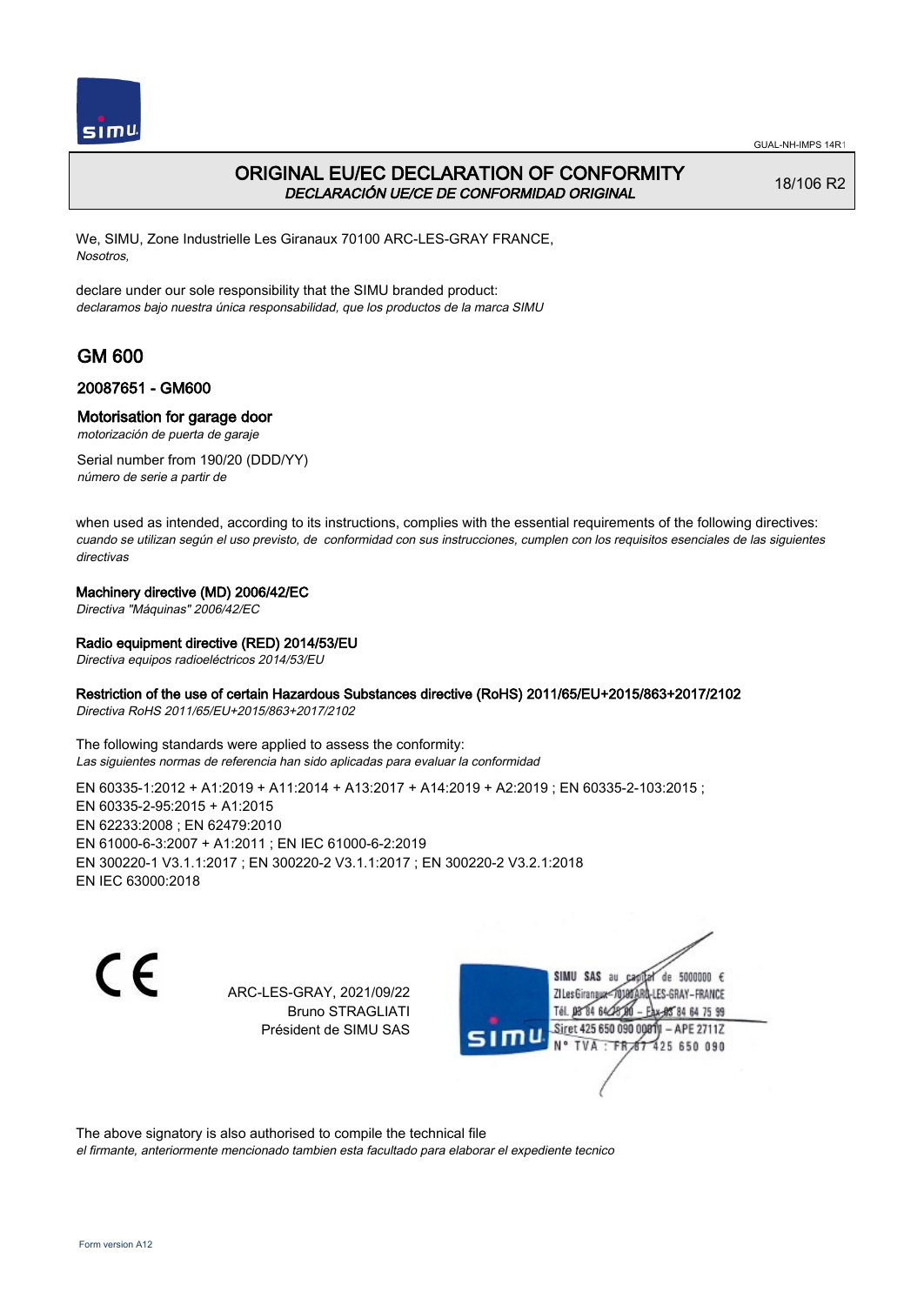# ORIGINAL EU/EC DECLARATION OF CONFORMITY

*DECLARACIÓN UE/CE DE CONFORMIDAD ORIGINAL*

18/106 R2

We, SIMU, Zone Industrielle Les Giranaux 70100 ARC-LES-GRAY FRANCE,
*Nosotros,*

declare under our sole responsibility that the SIMU branded product:
*declaramos bajo nuestra única responsabilidad, que los productos de la marca SIMU*

## GM 600

### 20087651 - GM600

### Motorisation for garage door

*motorización de puerta de garaje*

Serial number from 190/20 (DDD/YY)
*número de serie a partir de*

when used as intended, according to its instructions, complies with the essential requirements of the following directives:
*cuando se utilizan según el uso previsto, de conformidad con sus instrucciones, cumplen con los requisitos esenciales de las siguientes directivas*

**Machinery directive (MD) 2006/42/EC**
*Directiva "Máquinas" 2006/42/EC*

**Radio equipment directive (RED) 2014/53/EU**
*Directiva equipos radioeléctricos 2014/53/EU*

**Restriction of the use of certain Hazardous Substances directive (RoHS) 2011/65/EU+2015/863+2017/2102**
*Directiva RoHS 2011/65/EU+2015/863+2017/2102*

The following standards were applied to assess the conformity:
*Las siguientes normas de referencia han sido aplicadas para evaluar la conformidad*

EN 60335-1:2012 + A1:2019 + A11:2014 + A13:2017 + A14:2019 + A2:2019 ; EN 60335-2-103:2015 ;
EN 60335-2-95:2015 + A1:2015
EN 62233:2008 ; EN 62479:2010
EN 61000-6-3:2007 + A1:2011 ; EN IEC 61000-6-2:2019
EN 300220-1 V3.1.1:2017 ; EN 300220-2 V3.1.1:2017 ; EN 300220-2 V3.2.1:2018
EN IEC 63000:2018

ARC-LES-GRAY, 2021/09/22
Bruno STRAGLIATI
Président de SIMU SAS

SIMU SAS au capital de 5000000 €
ZI Les Giranaux 70100 ARC-LES-GRAY–FRANCE
Tél. 03 84 64 75 00 – Fax 03 84 64 75 99
Siret 425 650 090 00011 – APE 2711Z
N° TVA : FR 87 425 650 090

The above signatory is also authorised to compile the technical file
*el firmante, anteriormente mencionado tambien esta facultado para elaborar el expediente tecnico*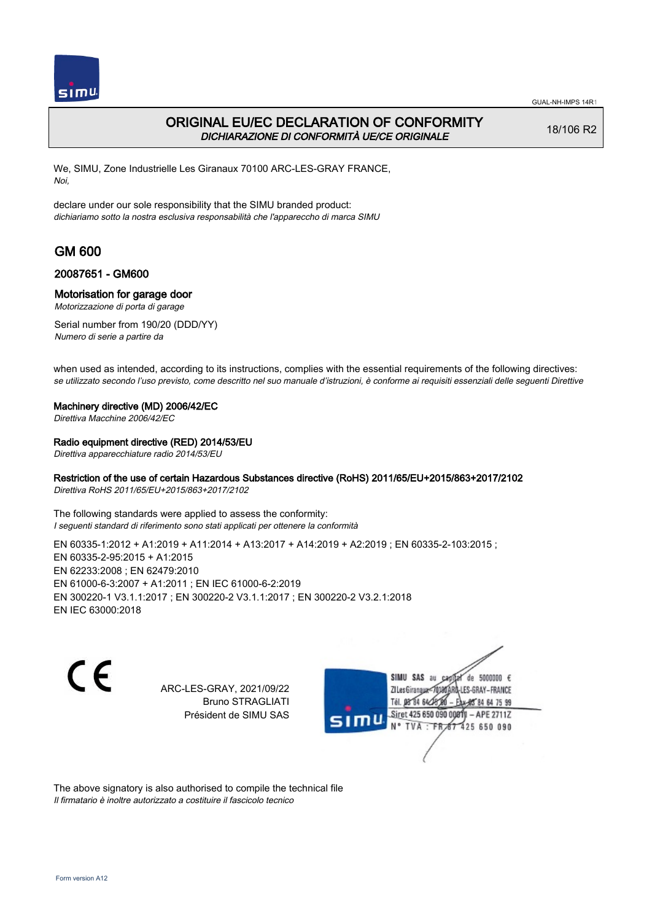GUAL-NH-IMPS 14R1

# ORIGINAL EU/EC DECLARATION OF CONFORMITY
*DICHIARAZIONE DI CONFORMITÀ UE/CE ORIGINALE*

18/106 R2

We, SIMU, Zone Industrielle Les Giranaux 70100 ARC-LES-GRAY FRANCE,
*Noi,*

declare under our sole responsibility that the SIMU branded product:
*dichiariamo sotto la nostra esclusiva responsabilità che l'apparecchio di marca SIMU*

## GM 600

### 20087651 - GM600

### Motorisation for garage door
*Motorizzazione di porta di garage*

Serial number from 190/20 (DDD/YY)
*Numero di serie a partire da*

when used as intended, according to its instructions, complies with the essential requirements of the following directives:
*se utilizzato secondo l'uso previsto, come descritto nel suo manuale d'istruzioni, è conforme ai requisiti essenziali delle seguenti Direttive*

**Machinery directive (MD) 2006/42/EC**
*Direttiva Macchine 2006/42/EC*

**Radio equipment directive (RED) 2014/53/EU**
*Direttiva apparecchiature radio 2014/53/EU*

**Restriction of the use of certain Hazardous Substances directive (RoHS) 2011/65/EU+2015/863+2017/2102**
*Direttiva RoHS 2011/65/EU+2015/863+2017/2102*

The following standards were applied to assess the conformity:
*I seguenti standard di riferimento sono stati applicati per ottenere la conformità*

EN 60335-1:2012 + A1:2019 + A11:2014 + A13:2017 + A14:2019 + A2:2019 ; EN 60335-2-103:2015 ;
EN 60335-2-95:2015 + A1:2015
EN 62233:2008 ; EN 62479:2010
EN 61000-6-3:2007 + A1:2011 ; EN IEC 61000-6-2:2019
EN 300220-1 V3.1.1:2017 ; EN 300220-2 V3.1.1:2017 ; EN 300220-2 V3.2.1:2018
EN IEC 63000:2018

CE

ARC-LES-GRAY, 2021/09/22
Bruno STRAGLIATI
Président de SIMU SAS

SIMU SAS au capital de 5000000 €
ZI Les Giranaux 70100 ARC-LES-GRAY-FRANCE
Tél. 03 84 64 75 00 – Fax 03 84 64 75 99
Siret 425 650 090 00011 – APE 2711Z
N° TVA : FR 87 425 650 090

The above signatory is also authorised to compile the technical file
*Il firmatario è inoltre autorizzato a costituire il fascicolo tecnico*

Form version A12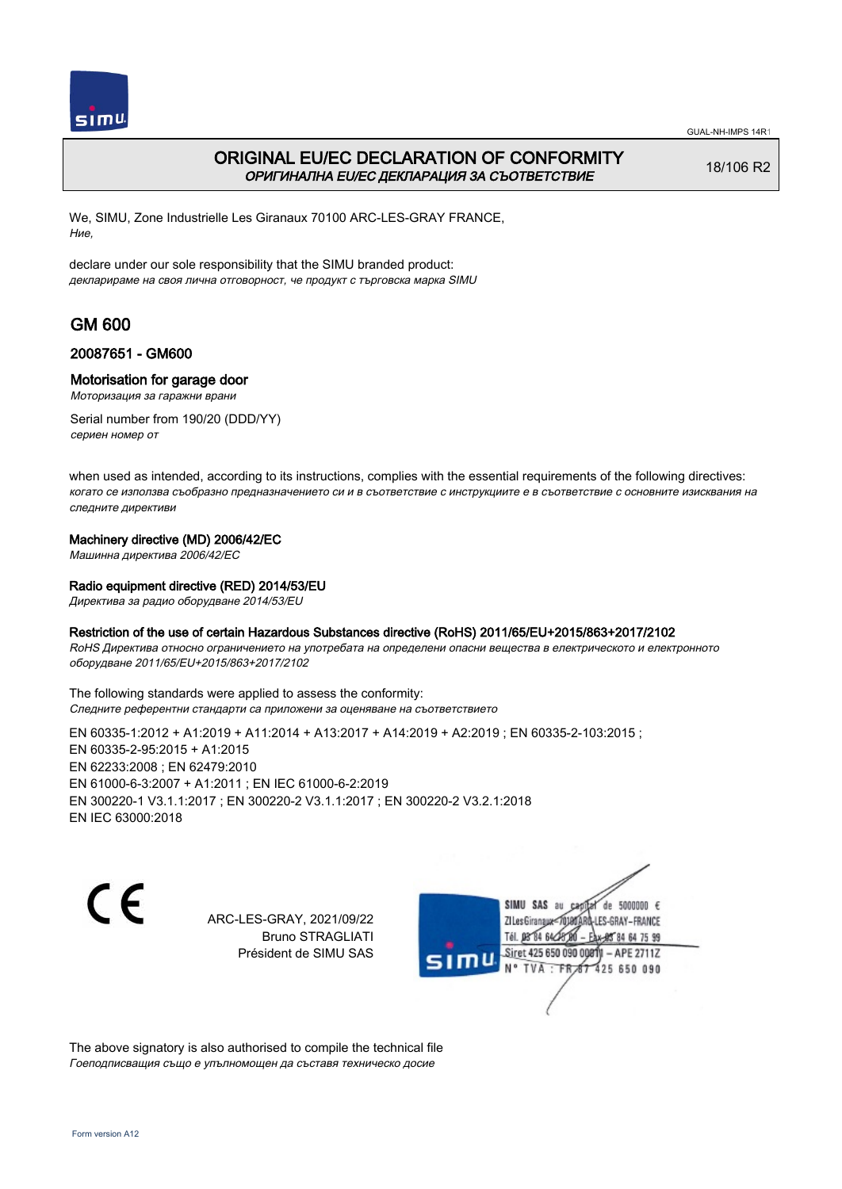# ORIGINAL EU/EC DECLARATION OF CONFORMITY

*ОРИГИНАЛНА EU/EC ДЕКЛАРАЦИЯ ЗА СЪОТВЕТСТВИЕ*

18/106 R2

We, SIMU, Zone Industrielle Les Giranaux 70100 ARC-LES-GRAY FRANCE,
*Ние,*

declare under our sole responsibility that the SIMU branded product:
*декларираме на своя лична отговорност, че продукт с търговска марка SIMU*

## GM 600

### 20087651 - GM600

### Motorisation for garage door

*Моторизация за гаражни врани*

Serial number from 190/20 (DDD/YY)
*сериен номер от*

when used as intended, according to its instructions, complies with the essential requirements of the following directives:
*когато се използва съобразно предназначението си и в съответствие с инструкциите е в съответствие с основните изисквания на следните директиви*

**Machinery directive (MD) 2006/42/EC**
*Машинна директива 2006/42/EC*

**Radio equipment directive (RED) 2014/53/EU**
*Директива за радио оборудване 2014/53/EU*

**Restriction of the use of certain Hazardous Substances directive (RoHS) 2011/65/EU+2015/863+2017/2102**
*RoHS Директива относно ограничението на употребата на определени опасни вещества в електрическото и електронното оборудване 2011/65/EU+2015/863+2017/2102*

The following standards were applied to assess the conformity:
*Следните референтни стандарти са приложени за оценяване на съответствието*

EN 60335-1:2012 + A1:2019 + A11:2014 + A13:2017 + A14:2019 + A2:2019 ; EN 60335-2-103:2015 ;
EN 60335-2-95:2015 + A1:2015
EN 62233:2008 ; EN 62479:2010
EN 61000-6-3:2007 + A1:2011 ; EN IEC 61000-6-2:2019
EN 300220-1 V3.1.1:2017 ; EN 300220-2 V3.1.1:2017 ; EN 300220-2 V3.2.1:2018
EN IEC 63000:2018

CE

ARC-LES-GRAY, 2021/09/22
Bruno STRAGLIATI
Président de SIMU SAS

SIMU SAS au capital de 5000000 €
ZI Les Giranaux 70100 ARC-LES-GRAY-FRANCE
Tél. 03 84 64 75 00 – Fax 03 84 64 75 99
Siret 425 650 090 00011 – APE 2711Z
N° TVA : FR 87 425 650 090

The above signatory is also authorised to compile the technical file
*Гоеподписващия също е упълномощен да съставя техническо досие*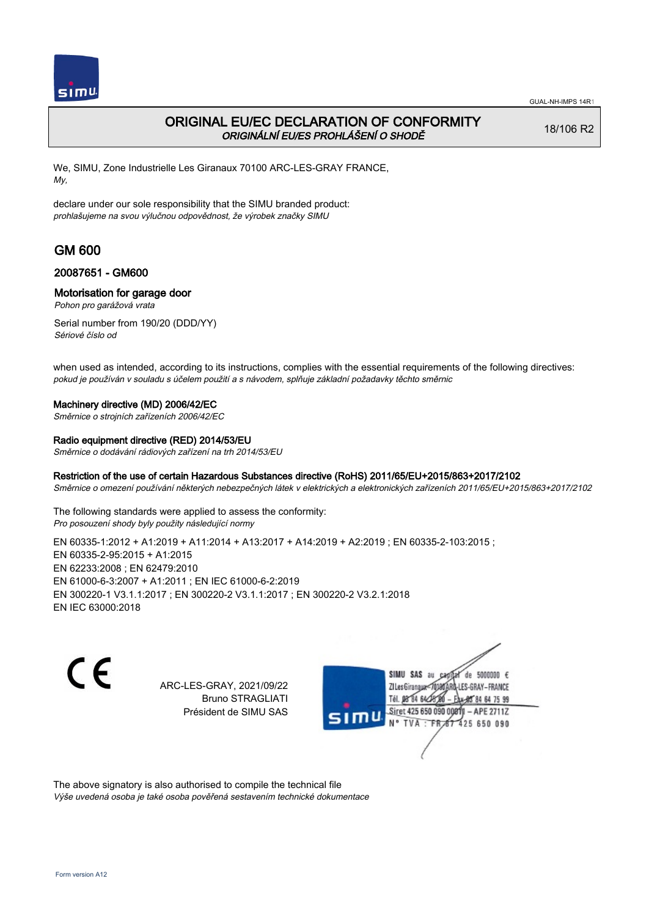# ORIGINAL EU/EC DECLARATION OF CONFORMITY
*ORIGINÁLNÍ EU/ES PROHLÁŠENÍ O SHODĚ*

18/106 R2

We, SIMU, Zone Industrielle Les Giranaux 70100 ARC-LES-GRAY FRANCE,
*My,*

declare under our sole responsibility that the SIMU branded product:
*prohlašujeme na svou výlučnou odpovědnost, že výrobek značky SIMU*

## GM 600

### 20087651 - GM600

### Motorisation for garage door
*Pohon pro garážová vrata*

Serial number from 190/20 (DDD/YY)
*Sériové číslo od*

when used as intended, according to its instructions, complies with the essential requirements of the following directives:
*pokud je používán v souladu s účelem použití a s návodem, splňuje základní požadavky těchto směrnic*

**Machinery directive (MD) 2006/42/EC**
*Směrnice o strojních zařízeních 2006/42/EC*

**Radio equipment directive (RED) 2014/53/EU**
*Směrnice o dodávání rádiových zařízení na trh 2014/53/EU*

**Restriction of the use of certain Hazardous Substances directive (RoHS) 2011/65/EU+2015/863+2017/2102**
*Směrnice o omezení používání některých nebezpečných látek v elektrických a elektronických zařízeních 2011/65/EU+2015/863+2017/2102*

The following standards were applied to assess the conformity:
*Pro posouzení shody byly použity následující normy*

EN 60335-1:2012 + A1:2019 + A11:2014 + A13:2017 + A14:2019 + A2:2019 ; EN 60335-2-103:2015 ;
EN 60335-2-95:2015 + A1:2015
EN 62233:2008 ; EN 62479:2010
EN 61000-6-3:2007 + A1:2011 ; EN IEC 61000-6-2:2019
EN 300220-1 V3.1.1:2017 ; EN 300220-2 V3.1.1:2017 ; EN 300220-2 V3.2.1:2018
EN IEC 63000:2018

ARC-LES-GRAY, 2021/09/22
Bruno STRAGLIATI
Président de SIMU SAS

SIMU SAS au capital de 5000000 €
ZI Les Giranaux 70100 ARC-LES-GRAY-FRANCE
Tél. 03 84 64 75 00 – Fax 03 84 64 75 99
Siret 425 650 090 00011 – APE 2711Z
N° TVA : FR 67 425 650 090

The above signatory is also authorised to compile the technical file
*Výše uvedená osoba je také osoba pověřená sestavením technické dokumentace*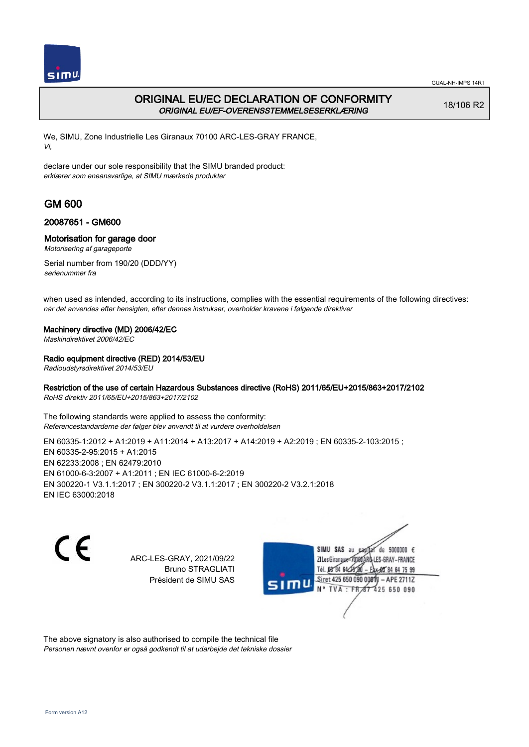# ORIGINAL EU/EC DECLARATION OF CONFORMITY
*ORIGINAL EU/EF-OVERENSSTEMMELSESERKLÆRING*

18/106 R2

We, SIMU, Zone Industrielle Les Giranaux 70100 ARC-LES-GRAY FRANCE,
*Vi,*

declare under our sole responsibility that the SIMU branded product:
*erklærer som eneansvarlige, at SIMU mærkede produkter*

## GM 600

### 20087651 - GM600

### Motorisation for garage door
*Motorisering af garageporte*

Serial number from 190/20 (DDD/YY)
*serienummer fra*

when used as intended, according to its instructions, complies with the essential requirements of the following directives:
*når det anvendes efter hensigten, efter dennes instrukser, overholder kravene i følgende direktiver*

**Machinery directive (MD) 2006/42/EC**
*Maskindirektivet 2006/42/EC*

**Radio equipment directive (RED) 2014/53/EU**
*Radioudstyrsdirektivet 2014/53/EU*

**Restriction of the use of certain Hazardous Substances directive (RoHS) 2011/65/EU+2015/863+2017/2102**
*RoHS direktiv 2011/65/EU+2015/863+2017/2102*

The following standards were applied to assess the conformity:
*Referencestandarderne der følger blev anvendt til at vurdere overholdelsen*

EN 60335‑1:2012 + A1:2019 + A11:2014 + A13:2017 + A14:2019 + A2:2019 ; EN 60335‑2‑103:2015 ;
EN 60335‑2‑95:2015 + A1:2015
EN 62233:2008 ; EN 62479:2010
EN 61000‑6‑3:2007 + A1:2011 ; EN IEC 61000‑6‑2:2019
EN 300220‑1 V3.1.1:2017 ; EN 300220‑2 V3.1.1:2017 ; EN 300220‑2 V3.2.1:2018
EN IEC 63000:2018

ARC-LES-GRAY, 2021/09/22
Bruno STRAGLIATI
Président de SIMU SAS

The above signatory is also authorised to compile the technical file
*Personen nævnt ovenfor er også godkendt til at udarbejde det tekniske dossier*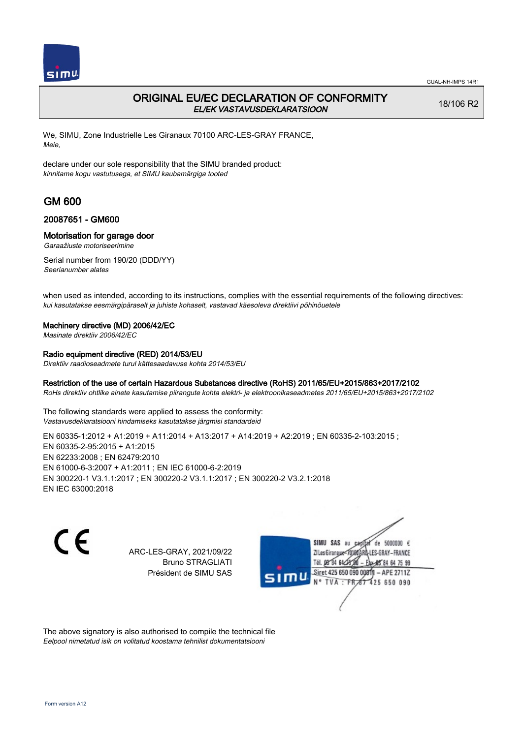GUAL-NH-IMPS 14R1

# ORIGINAL EU/EC DECLARATION OF CONFORMITY
*EL/EK VASTAVUSDEKLARATSIOON*

18/106 R2

We, SIMU, Zone Industrielle Les Giranaux 70100 ARC-LES-GRAY FRANCE,
*Meie,*

declare under our sole responsibility that the SIMU branded product:
*kinnitame kogu vastutusega, et SIMU kaubamärgiga tooted*

## GM 600

### 20087651 - GM600

### Motorisation for garage door
*Garaažiuste motoriseerimine*

Serial number from 190/20 (DDD/YY)
*Seerianumber alates*

when used as intended, according to its instructions, complies with the essential requirements of the following directives:
*kui kasutatakse eesmärgipäraselt ja juhiste kohaselt, vastavad käesoleva direktiivi põhinõuetele*

**Machinery directive (MD) 2006/42/EC**
*Masinate direktiiv 2006/42/EC*

**Radio equipment directive (RED) 2014/53/EU**
*Direktiiv raadioseadmete turul kättesaadavuse kohta 2014/53/EU*

**Restriction of the use of certain Hazardous Substances directive (RoHS) 2011/65/EU+2015/863+2017/2102**
*RoHs direktiiv ohtlike ainete kasutamise piirangute kohta elektri- ja elektroonikaseadmetes 2011/65/EU+2015/863+2017/2102*

The following standards were applied to assess the conformity:
*Vastavusdeklaratsiooni hindamiseks kasutatakse järgmisi standardeid*

EN 60335-1:2012 + A1:2019 + A11:2014 + A13:2017 + A14:2019 + A2:2019 ; EN 60335-2-103:2015 ;
EN 60335-2-95:2015 + A1:2015
EN 62233:2008 ; EN 62479:2010
EN 61000-6-3:2007 + A1:2011 ; EN IEC 61000-6-2:2019
EN 300220-1 V3.1.1:2017 ; EN 300220-2 V3.1.1:2017 ; EN 300220-2 V3.2.1:2018
EN IEC 63000:2018

ARC-LES-GRAY, 2021/09/22
Bruno STRAGLIATI
Président de SIMU SAS

SIMU SAS au capital de 5000000 €
ZI Les Giranaux 70100 ARC-LES-GRAY-FRANCE
Tél. 03 84 64 75 00 – Fax 03 84 64 75 99
Siret 425 650 090 00011 – APE 2711Z
N° TVA : FR 67 425 650 090

The above signatory is also authorised to compile the technical file
*Eelpool nimetatud isik on volitatud koostama tehnilist dokumentatsiooni*

Form version A12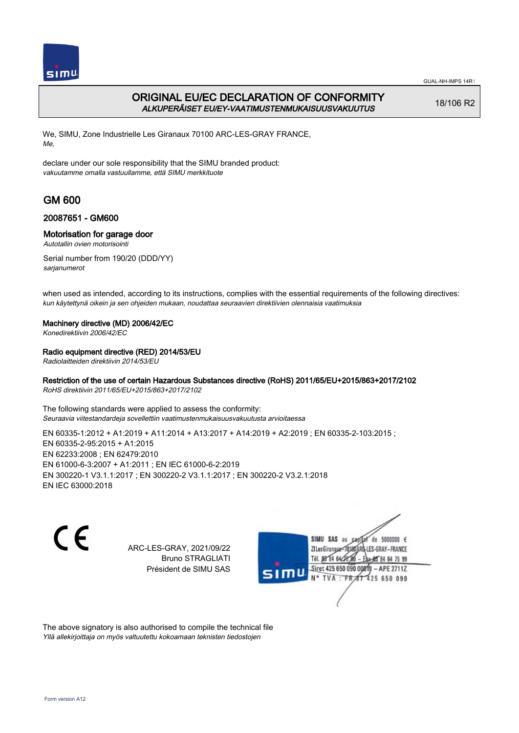# ORIGINAL EU/EC DECLARATION OF CONFORMITY
*ALKUPERÄISET EU/EY-VAATIMUSTENMUKAISUUSVAKUUTUS*

18/106 R2

We, SIMU, Zone Industrielle Les Giranaux 70100 ARC-LES-GRAY FRANCE,
*Me,*

declare under our sole responsibility that the SIMU branded product:
*vakuutamme omalla vastuullamme, että SIMU merkkituote*

## GM 600

### 20087651 - GM600

### Motorisation for garage door
*Autotallin ovien motorisointi*

Serial number from 190/20 (DDD/YY)
*sarjanumerot*

when used as intended, according to its instructions, complies with the essential requirements of the following directives:
*kun käytettynä oikein ja sen ohjeiden mukaan, noudattaa seuraavien direktiivien olennaisia vaatimuksia*

**Machinery directive (MD) 2006/42/EC**
*Konedirektiivin 2006/42/EC*

**Radio equipment directive (RED) 2014/53/EU**
*Radiolaitteiden direktiivin 2014/53/EU*

**Restriction of the use of certain Hazardous Substances directive (RoHS) 2011/65/EU+2015/863+2017/2102**
*RoHS direktiivin 2011/65/EU+2015/863+2017/2102*

The following standards were applied to assess the conformity:
*Seuraavia viitestandardeja sovellettiin vaatimustenmukaisuusvakuutusta arvioitaessa*

EN 60335-1:2012 + A1:2019 + A11:2014 + A13:2017 + A14:2019 + A2:2019 ; EN 60335-2-103:2015 ;
EN 60335-2-95:2015 + A1:2015
EN 62233:2008 ; EN 62479:2010
EN 61000-6-3:2007 + A1:2011 ; EN IEC 61000-6-2:2019
EN 300220-1 V3.1.1:2017 ; EN 300220-2 V3.1.1:2017 ; EN 300220-2 V3.2.1:2018
EN IEC 63000:2018

CE

ARC-LES-GRAY, 2021/09/22
Bruno STRAGLIATI
Président de SIMU SAS

SIMU SAS au capital de 5000000 €
ZI Les Giranaux 70100 ARC-LES-GRAY-FRANCE
Tél. 03 84 64 75 00 – Fax 03 84 64 75 99
Siret 425 650 090 00011 – APE 2711Z
N° TVA : FR 67 425 650 090

The above signatory is also authorised to compile the technical file
*Yllä allekirjoittaja on myös valtuutettu kokoamaan teknisten tiedostojen*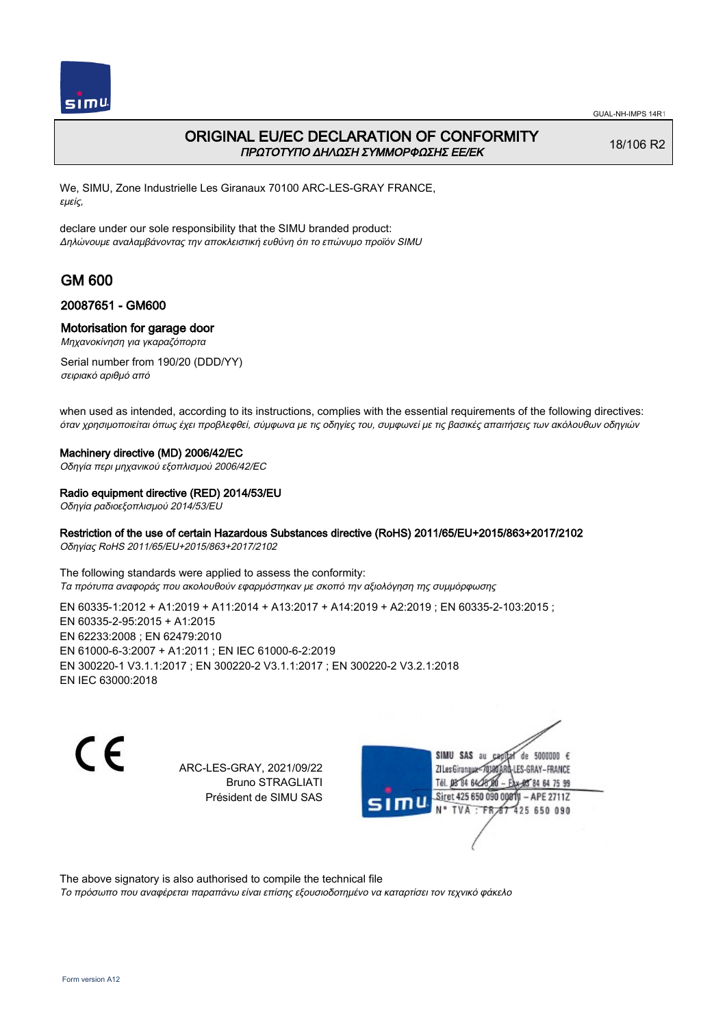# ORIGINAL EU/EC DECLARATION OF CONFORMITY

*ΠΡΩΤΟΤΥΠΟ ΔΗΛΩΣΗ ΣΥΜΜΟΡΦΩΣΗΣ ΕΕ/ΕΚ*

18/106 R2

We, SIMU, Zone Industrielle Les Giranaux 70100 ARC-LES-GRAY FRANCE,
*εμείς,*

declare under our sole responsibility that the SIMU branded product:
*Δηλώνουμε αναλαμβάνοντας την αποκλειστική ευθύνη ότι το επώνυμο προϊόν SIMU*

## GM 600

### 20087651 - GM600

### Motorisation for garage door

*Μηχανοκίνηση για γκαραζόπορτα*

Serial number from 190/20 (DDD/YY)
*σειριακό αριθμό από*

when used as intended, according to its instructions, complies with the essential requirements of the following directives:
*όταν χρησιμοποιείται όπως έχει προβλεφθεί, σύμφωνα με τις οδηγίες του, συμφωνεί με τις βασικές απαιτήσεις των ακόλουθων οδηγιών*

**Machinery directive (MD) 2006/42/EC**
*Οδηγία περι μηχανικού εξοπλισμού 2006/42/EC*

**Radio equipment directive (RED) 2014/53/EU**
*Οδηγία ραδιοεξοπλισμού 2014/53/EU*

**Restriction of the use of certain Hazardous Substances directive (RoHS) 2011/65/EU+2015/863+2017/2102**
*Οδηγίας RoHS 2011/65/EU+2015/863+2017/2102*

The following standards were applied to assess the conformity:
*Τα πρότυπα αναφοράς που ακολουθούν εφαρμόστηκαν με σκοπό την αξιολόγηση της συμμόρφωσης*

EN 60335-1:2012 + A1:2019 + A11:2014 + A13:2017 + A14:2019 + A2:2019 ; EN 60335-2-103:2015 ;
EN 60335-2-95:2015 + A1:2015
EN 62233:2008 ; EN 62479:2010
EN 61000-6-3:2007 + A1:2011 ; EN IEC 61000-6-2:2019
EN 300220-1 V3.1.1:2017 ; EN 300220-2 V3.1.1:2017 ; EN 300220-2 V3.2.1:2018
EN IEC 63000:2018

CE

ARC-LES-GRAY, 2021/09/22
Bruno STRAGLIATI
Président de SIMU SAS

SIMU SAS au capital de 5000000 €
ZI Les Giranaux 70100 ARC-LES-GRAY-FRANCE
Tél. 03 84 64 75 00 – Fax 03 84 64 75 99
Siret 425 650 090 00011 – APE 2711Z
N° TVA : FR 67 425 650 090

The above signatory is also authorised to compile the technical file
*Το πρόσωπο που αναφέρεται παραπάνω είναι επίσης εξουσιοδοτημένο να καταρτίσει τον τεχνικό φάκελο*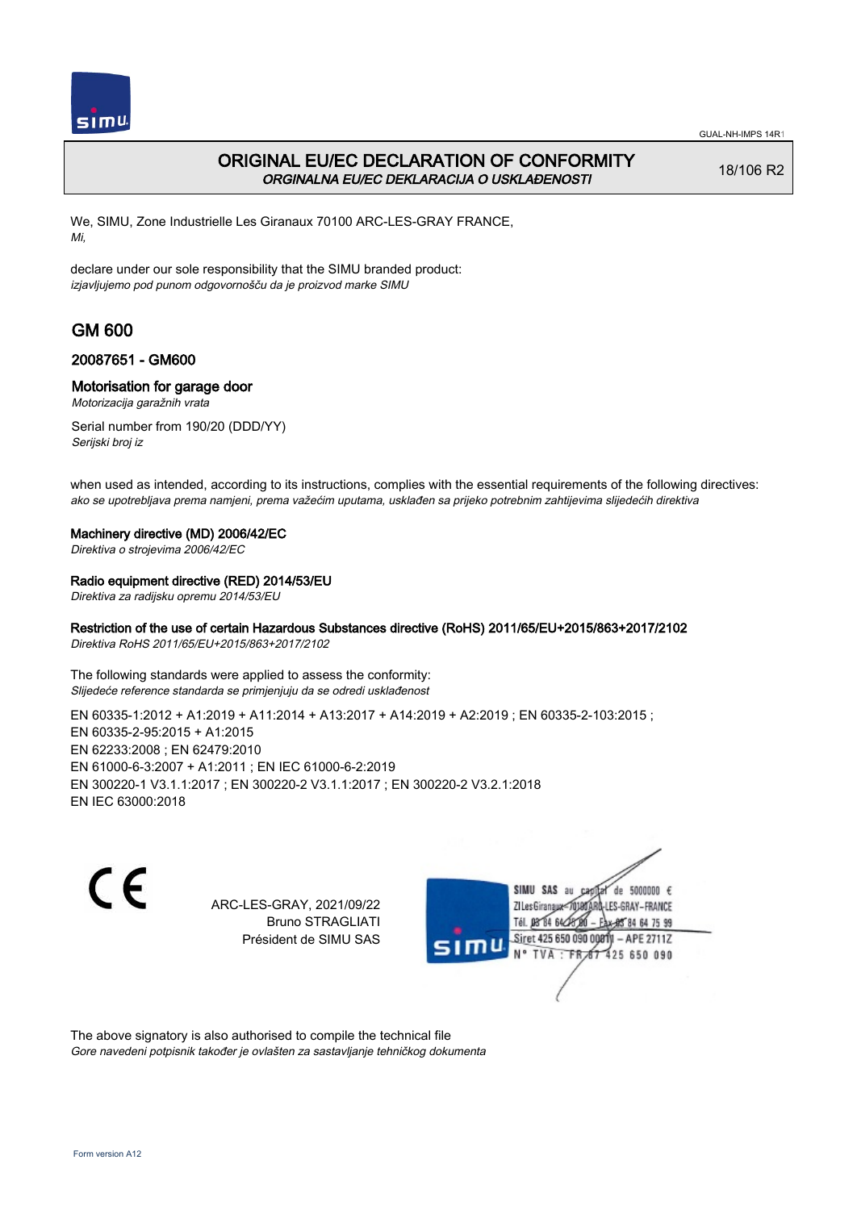# ORIGINAL EU/EC DECLARATION OF CONFORMITY
*ORGINALNA EU/EC DEKLARACIJA O USKLAĐENOSTI*

18/106 R2

We, SIMU, Zone Industrielle Les Giranaux 70100 ARC-LES-GRAY FRANCE,
*Mi,*

declare under our sole responsibility that the SIMU branded product:
*izjavljujemo pod punom odgovornošču da je proizvod marke SIMU*

## GM 600

### 20087651 - GM600

### Motorisation for garage door
*Motorizacija garažnih vrata*

Serial number from 190/20 (DDD/YY)
*Serijski broj iz*

when used as intended, according to its instructions, complies with the essential requirements of the following directives:
*ako se upotrebljava prema namjeni, prema važećim uputama, usklađen sa prijeko potrebnim zahtijevima slijedećih direktiva*

**Machinery directive (MD) 2006/42/EC**
*Direktiva o strojevima 2006/42/EC*

**Radio equipment directive (RED) 2014/53/EU**
*Direktiva za radijsku opremu 2014/53/EU*

**Restriction of the use of certain Hazardous Substances directive (RoHS) 2011/65/EU+2015/863+2017/2102**
*Direktiva RoHS 2011/65/EU+2015/863+2017/2102*

The following standards were applied to assess the conformity:
*Slijedeće reference standarda se primjenjuju da se odredi usklađenost*

EN 60335‑1:2012 + A1:2019 + A11:2014 + A13:2017 + A14:2019 + A2:2019 ; EN 60335‑2‑103:2015 ;
EN 60335‑2‑95:2015 + A1:2015
EN 62233:2008 ; EN 62479:2010
EN 61000‑6‑3:2007 + A1:2011 ; EN IEC 61000‑6‑2:2019
EN 300220‑1 V3.1.1:2017 ; EN 300220‑2 V3.1.1:2017 ; EN 300220‑2 V3.2.1:2018
EN IEC 63000:2018

ARC-LES-GRAY, 2021/09/22
Bruno STRAGLIATI
Président de SIMU SAS

SIMU SAS au capital de 5000000 €
ZI Les Giranaux 70100 ARC-LES-GRAY-FRANCE
Tél. 03 84 64 75 00 – Fax 03 84 64 75 99
Siret 425 650 090 00011 – APE 2711Z
N° TVA : FR 67 425 650 090

The above signatory is also authorised to compile the technical file
*Gore navedeni potpisnik također je ovlašten za sastavljanje tehničkog dokumenta*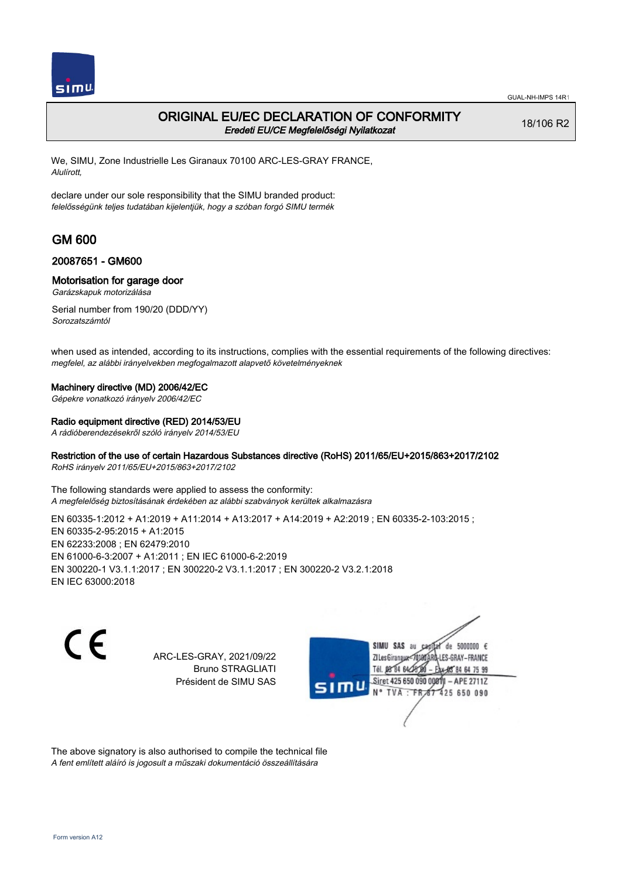# ORIGINAL EU/EC DECLARATION OF CONFORMITY

*Eredeti EU/CE Megfelelőségi Nyilatkozat*

18/106 R2

We, SIMU, Zone Industrielle Les Giranaux 70100 ARC-LES-GRAY FRANCE,
*Alulírott,*

declare under our sole responsibility that the SIMU branded product:
*felelősségünk teljes tudatában kijelentjük, hogy a szóban forgó SIMU termék*

## GM 600

### 20087651 - GM600

### Motorisation for garage door

*Garázskapuk motorizálása*

Serial number from 190/20 (DDD/YY)
*Sorozatszámtól*

when used as intended, according to its instructions, complies with the essential requirements of the following directives:
*megfelel, az alábbi irányelvekben megfogalmazott alapvető követelményeknek*

**Machinery directive (MD) 2006/42/EC**
*Gépekre vonatkozó irányelv 2006/42/EC*

**Radio equipment directive (RED) 2014/53/EU**
*A rádióberendezésekről szóló irányelv 2014/53/EU*

**Restriction of the use of certain Hazardous Substances directive (RoHS) 2011/65/EU+2015/863+2017/2102**
*RoHS irányelv 2011/65/EU+2015/863+2017/2102*

The following standards were applied to assess the conformity:
*A megfelelőség biztosításának érdekében az alábbi szabványok kerültek alkalmazásra*

EN 60335-1:2012 + A1:2019 + A11:2014 + A13:2017 + A14:2019 + A2:2019 ; EN 60335-2-103:2015 ;
EN 60335-2-95:2015 + A1:2015
EN 62233:2008 ; EN 62479:2010
EN 61000-6-3:2007 + A1:2011 ; EN IEC 61000-6-2:2019
EN 300220-1 V3.1.1:2017 ; EN 300220-2 V3.1.1:2017 ; EN 300220-2 V3.2.1:2018
EN IEC 63000:2018

CE

ARC-LES-GRAY, 2021/09/22
Bruno STRAGLIATI
Président de SIMU SAS

SIMU SAS au capital de 5000000 €
ZI Les Giranaux 70100 ARC-LES-GRAY-FRANCE
Tél. 03 84 64 75 00 – Fax 03 84 64 75 99
Siret 425 650 090 00011 – APE 2711Z
N° TVA : FR 67 425 650 090

The above signatory is also authorised to compile the technical file
*A fent említett aláíró is jogosult a műszaki dokumentáció összeállítására*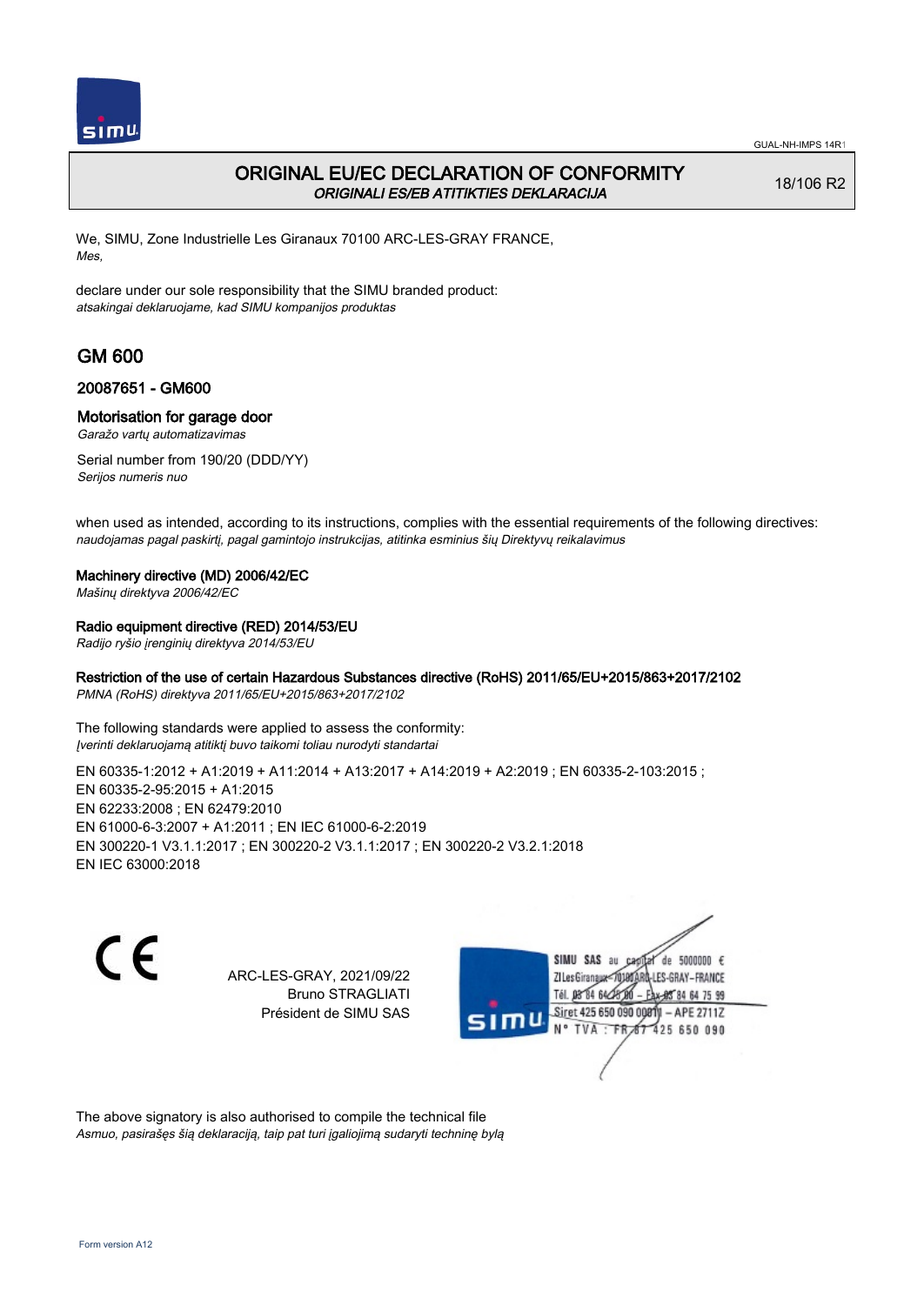# ORIGINAL EU/EC DECLARATION OF CONFORMITY

*ORIGINALI ES/EB ATITIKTIES DEKLARACIJA*

18/106 R2

We, SIMU, Zone Industrielle Les Giranaux 70100 ARC-LES-GRAY FRANCE,
*Mes,*

declare under our sole responsibility that the SIMU branded product:
*atsakingai deklaruojame, kad SIMU kompanijos produktas*

## GM 600

### 20087651 - GM600

### Motorisation for garage door

*Garažo vartų automatizavimas*

Serial number from 190/20 (DDD/YY)
*Serijos numeris nuo*

when used as intended, according to its instructions, complies with the essential requirements of the following directives:
*naudojamas pagal paskirtį, pagal gamintojo instrukcijas, atitinka esminius šių Direktyvų reikalavimus*

**Machinery directive (MD) 2006/42/EC**
*Mašinų direktyva 2006/42/EC*

**Radio equipment directive (RED) 2014/53/EU**
*Radijo ryšio įrenginių direktyva 2014/53/EU*

**Restriction of the use of certain Hazardous Substances directive (RoHS) 2011/65/EU+2015/863+2017/2102**
*PMNA (RoHS) direktyva 2011/65/EU+2015/863+2017/2102*

The following standards were applied to assess the conformity:
*Įverinti deklaruojamą atitiktį buvo taikomi toliau nurodyti standartai*

EN 60335-1:2012 + A1:2019 + A11:2014 + A13:2017 + A14:2019 + A2:2019 ; EN 60335-2-103:2015 ;
EN 60335-2-95:2015 + A1:2015
EN 62233:2008 ; EN 62479:2010
EN 61000-6-3:2007 + A1:2011 ; EN IEC 61000-6-2:2019
EN 300220-1 V3.1.1:2017 ; EN 300220-2 V3.1.1:2017 ; EN 300220-2 V3.2.1:2018
EN IEC 63000:2018

CE

ARC-LES-GRAY, 2021/09/22
Bruno STRAGLIATI
Président de SIMU SAS

SIMU SAS au capital de 5000000 €
ZI Les Giranaux 70100 ARC-LES-GRAY-FRANCE
Tél. 03 84 64 75 00 – Fax 03 84 64 75 99
Siret 425 650 090 00011 – APE 2711Z
N° TVA : FR 87 425 650 090

The above signatory is also authorised to compile the technical file
*Asmuo, pasirašęs šią deklaraciją, taip pat turi įgaliojimą sudaryti techninę bylą*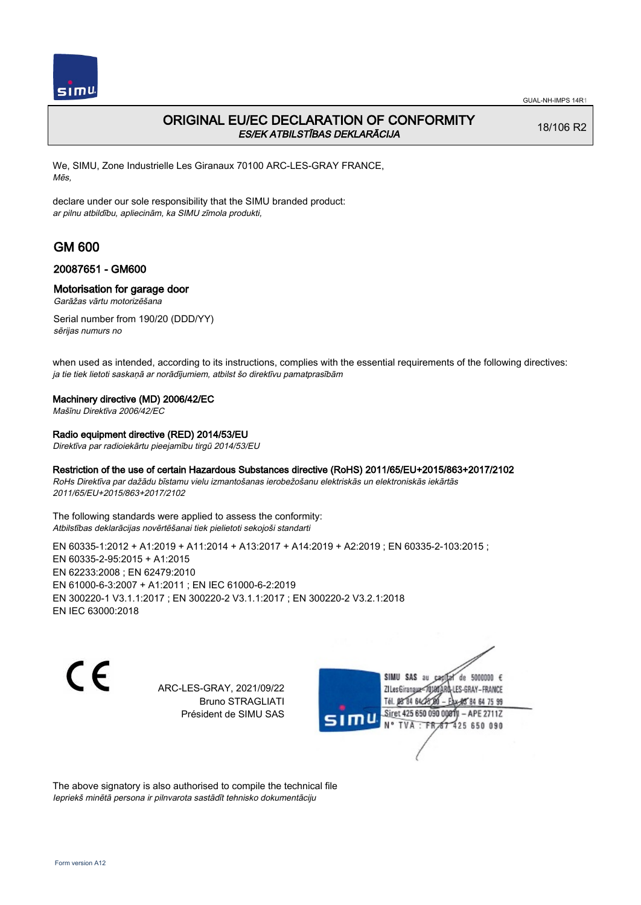# ORIGINAL EU/EC DECLARATION OF CONFORMITY
*ES/EK ATBILSTĪBAS DEKLARĀCIJA*

18/106 R2

We, SIMU, Zone Industrielle Les Giranaux 70100 ARC-LES-GRAY FRANCE,
*Mēs,*

declare under our sole responsibility that the SIMU branded product:
*ar pilnu atbildību, apliecinām, ka SIMU zīmola produkti,*

## GM 600

### 20087651 - GM600

### Motorisation for garage door
*Garāžas vārtu motorizēšana*

Serial number from 190/20 (DDD/YY)
*sērijas numurs no*

when used as intended, according to its instructions, complies with the essential requirements of the following directives:
*ja tie tiek lietoti saskaņā ar norādījumiem, atbilst šo direktīvu pamatprasībām*

**Machinery directive (MD) 2006/42/EC**
*Mašīnu Direktīva 2006/42/EC*

**Radio equipment directive (RED) 2014/53/EU**
*Direktīva par radioiekārtu pieejamību tirgū 2014/53/EU*

**Restriction of the use of certain Hazardous Substances directive (RoHS) 2011/65/EU+2015/863+2017/2102**
*RoHs Direktīva par dažādu bīstamu vielu izmantošanas ierobežošanu elektriskās un elektroniskās iekārtās 2011/65/EU+2015/863+2017/2102*

The following standards were applied to assess the conformity:
*Atbilstības deklarācijas novērtēšanai tiek pielietoti sekojoši standarti*

EN 60335-1:2012 + A1:2019 + A11:2014 + A13:2017 + A14:2019 + A2:2019 ; EN 60335-2-103:2015 ;
EN 60335-2-95:2015 + A1:2015
EN 62233:2008 ; EN 62479:2010
EN 61000-6-3:2007 + A1:2011 ; EN IEC 61000-6-2:2019
EN 300220-1 V3.1.1:2017 ; EN 300220-2 V3.1.1:2017 ; EN 300220-2 V3.2.1:2018
EN IEC 63000:2018

CE

ARC-LES-GRAY, 2021/09/22
Bruno STRAGLIATI
Président de SIMU SAS

SIMU SAS au capital de 5000000 €
ZI Les Giranaux 70100 ARC-LES-GRAY-FRANCE
Tél. 03 84 64 75 00 – Fax 03 84 64 75 99
Siret 425 650 090 00011 – APE 2711Z
N° TVA : FR 87 425 650 090

The above signatory is also authorised to compile the technical file
*Iepriekš minētā persona ir pilnvarota sastādīt tehnisko dokumentāciju*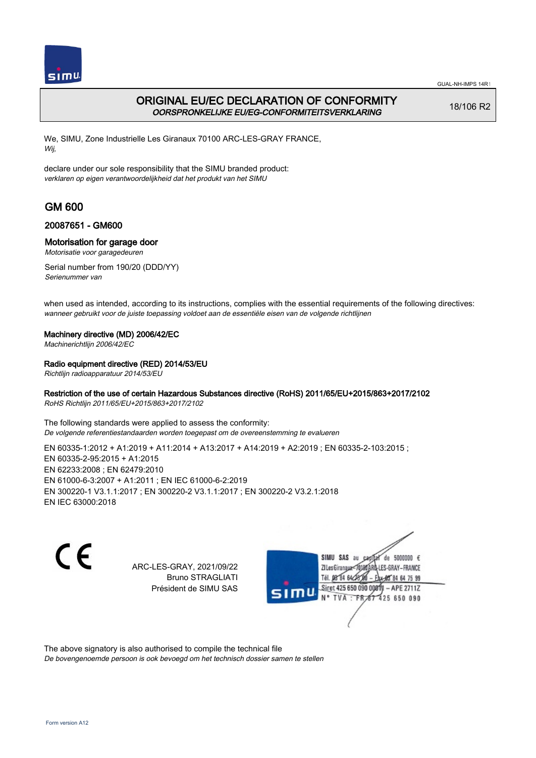# ORIGINAL EU/EC DECLARATION OF CONFORMITY

*OORSPRONKELIJKE EU/EG-CONFORMITEITSVERKLARING*

18/106 R2

We, SIMU, Zone Industrielle Les Giranaux 70100 ARC-LES-GRAY FRANCE,
*Wij,*

declare under our sole responsibility that the SIMU branded product:
*verklaren op eigen verantwoordelijkheid dat het produkt van het SIMU*

## GM 600

### 20087651 - GM600

### Motorisation for garage door

*Motorisatie voor garagedeuren*

Serial number from 190/20 (DDD/YY)
*Serienummer van*

when used as intended, according to its instructions, complies with the essential requirements of the following directives:
*wanneer gebruikt voor de juiste toepassing voldoet aan de essentiële eisen van de volgende richtlijnen*

**Machinery directive (MD) 2006/42/EC**
*Machinerichtlijn 2006/42/EC*

**Radio equipment directive (RED) 2014/53/EU**
*Richtlijn radioapparatuur 2014/53/EU*

**Restriction of the use of certain Hazardous Substances directive (RoHS) 2011/65/EU+2015/863+2017/2102**
*RoHS Richtlijn 2011/65/EU+2015/863+2017/2102*

The following standards were applied to assess the conformity:
*De volgende referentiestandaarden worden toegepast om de overeenstemming te evalueren*

EN 60335-1:2012 + A1:2019 + A11:2014 + A13:2017 + A14:2019 + A2:2019 ; EN 60335-2-103:2015 ;
EN 60335-2-95:2015 + A1:2015
EN 62233:2008 ; EN 62479:2010
EN 61000-6-3:2007 + A1:2011 ; EN IEC 61000-6-2:2019
EN 300220-1 V3.1.1:2017 ; EN 300220-2 V3.1.1:2017 ; EN 300220-2 V3.2.1:2018
EN IEC 63000:2018

CE

ARC-LES-GRAY, 2021/09/22
Bruno STRAGLIATI
Président de SIMU SAS

SIMU SAS au capital de 5000000 €
ZI Les Giranaux 70100 ARC-LES-GRAY-FRANCE
Tél. 03 84 64 75 00 – Fax 03 84 64 75 99
Siret 425 650 090 00011 – APE 2711Z
N° TVA : FR 87 425 650 090

The above signatory is also authorised to compile the technical file
*De bovengenoemde persoon is ook bevoegd om het technisch dossier samen te stellen*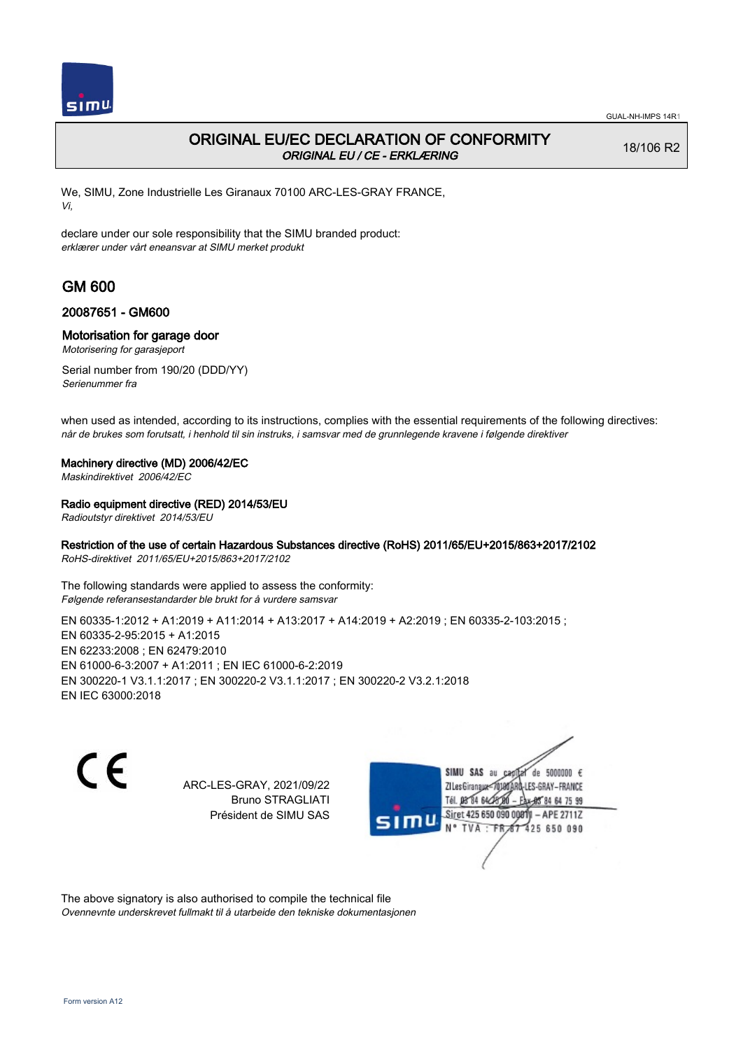GUAL-NH-IMPS 14R1

# ORIGINAL EU/EC DECLARATION OF CONFORMITY

*ORIGINAL EU / CE - ERKLÆRING*

18/106 R2

We, SIMU, Zone Industrielle Les Giranaux 70100 ARC-LES-GRAY FRANCE,
*Vi,*

declare under our sole responsibility that the SIMU branded product:
*erklærer under vårt eneansvar at SIMU merket produkt*

## GM 600

### 20087651 - GM600

### Motorisation for garage door

*Motorisering for garasjeport*

Serial number from 190/20 (DDD/YY)
*Serienummer fra*

when used as intended, according to its instructions, complies with the essential requirements of the following directives:
*når de brukes som forutsatt, i henhold til sin instruks, i samsvar med de grunnlegende kravene i følgende direktiver*

**Machinery directive (MD) 2006/42/EC**
*Maskindirektivet 2006/42/EC*

**Radio equipment directive (RED) 2014/53/EU**
*Radioutstyr direktivet 2014/53/EU*

**Restriction of the use of certain Hazardous Substances directive (RoHS) 2011/65/EU+2015/863+2017/2102**
*RoHS-direktivet 2011/65/EU+2015/863+2017/2102*

The following standards were applied to assess the conformity:
*Følgende referansestandarder ble brukt for å vurdere samsvar*

EN 60335-1:2012 + A1:2019 + A11:2014 + A13:2017 + A14:2019 + A2:2019 ; EN 60335-2-103:2015 ;
EN 60335-2-95:2015 + A1:2015
EN 62233:2008 ; EN 62479:2010
EN 61000-6-3:2007 + A1:2011 ; EN IEC 61000-6-2:2019
EN 300220-1 V3.1.1:2017 ; EN 300220-2 V3.1.1:2017 ; EN 300220-2 V3.2.1:2018
EN IEC 63000:2018

CE

ARC-LES-GRAY, 2021/09/22
Bruno STRAGLIATI
Président de SIMU SAS

SIMU SAS au capital de 5000000 €
ZI Les Giranaux 70100 ARC-LES-GRAY-FRANCE
Tél. 03 84 64 75 00 – Fax 03 84 64 75 99
Siret 425 650 090 00011 – APE 2711Z
N° TVA : FR 67 425 650 090

The above signatory is also authorised to compile the technical file
*Ovennevnte underskrevet fullmakt til å utarbeide den tekniske dokumentasjonen*

Form version A12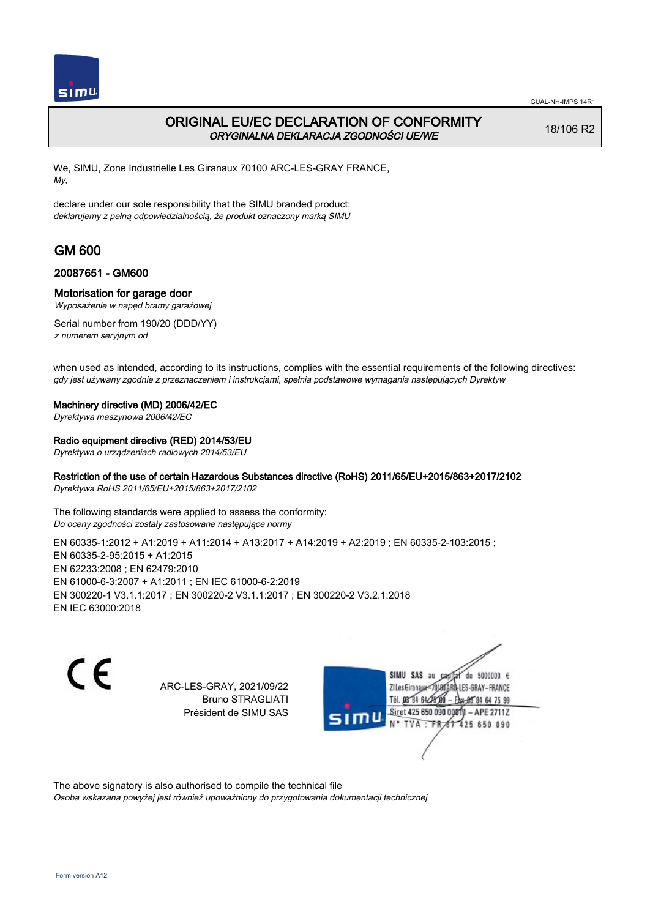GUAL-NH-IMPS 14R1

# ORIGINAL EU/EC DECLARATION OF CONFORMITY
*ORYGINALNA DEKLARACJA ZGODNOŚCI UE/WE*

18/106 R2

We, SIMU, Zone Industrielle Les Giranaux 70100 ARC-LES-GRAY FRANCE,
*My,*

declare under our sole responsibility that the SIMU branded product:
*deklarujemy z pełną odpowiedzialnością, że produkt oznaczony marką SIMU*

## GM 600

### 20087651 - GM600

### Motorisation for garage door
*Wyposażenie w napęd bramy garażowej*

Serial number from 190/20 (DDD/YY)
*z numerem seryjnym od*

when used as intended, according to its instructions, complies with the essential requirements of the following directives:
*gdy jest używany zgodnie z przeznaczeniem i instrukcjami, spełnia podstawowe wymagania następujących Dyrektyw*

**Machinery directive (MD) 2006/42/EC**
*Dyrektywa maszynowa 2006/42/EC*

**Radio equipment directive (RED) 2014/53/EU**
*Dyrektywa o urządzeniach radiowych 2014/53/EU*

**Restriction of the use of certain Hazardous Substances directive (RoHS) 2011/65/EU+2015/863+2017/2102**
*Dyrektywa RoHS 2011/65/EU+2015/863+2017/2102*

The following standards were applied to assess the conformity:
*Do oceny zgodności zostały zastosowane następujące normy*

EN 60335-1:2012 + A1:2019 + A11:2014 + A13:2017 + A14:2019 + A2:2019 ; EN 60335-2-103:2015 ;
EN 60335-2-95:2015 + A1:2015
EN 62233:2008 ; EN 62479:2010
EN 61000-6-3:2007 + A1:2011 ; EN IEC 61000-6-2:2019
EN 300220-1 V3.1.1:2017 ; EN 300220-2 V3.1.1:2017 ; EN 300220-2 V3.2.1:2018
EN IEC 63000:2018

CE

ARC-LES-GRAY, 2021/09/22
Bruno STRAGLIATI
Président de SIMU SAS

SIMU SAS au capital de 5000000 €
ZI Les Giranaux 70100 ARC-LES-GRAY-FRANCE
Tél. 03 84 64 75 00 – Fax 03 84 64 75 99
Siret 425 650 090 00011 – APE 2711Z
N° TVA : FR 67 425 650 090

The above signatory is also authorised to compile the technical file
*Osoba wskazana powyżej jest również upoważniony do przygotowania dokumentacji technicznej*

Form version A12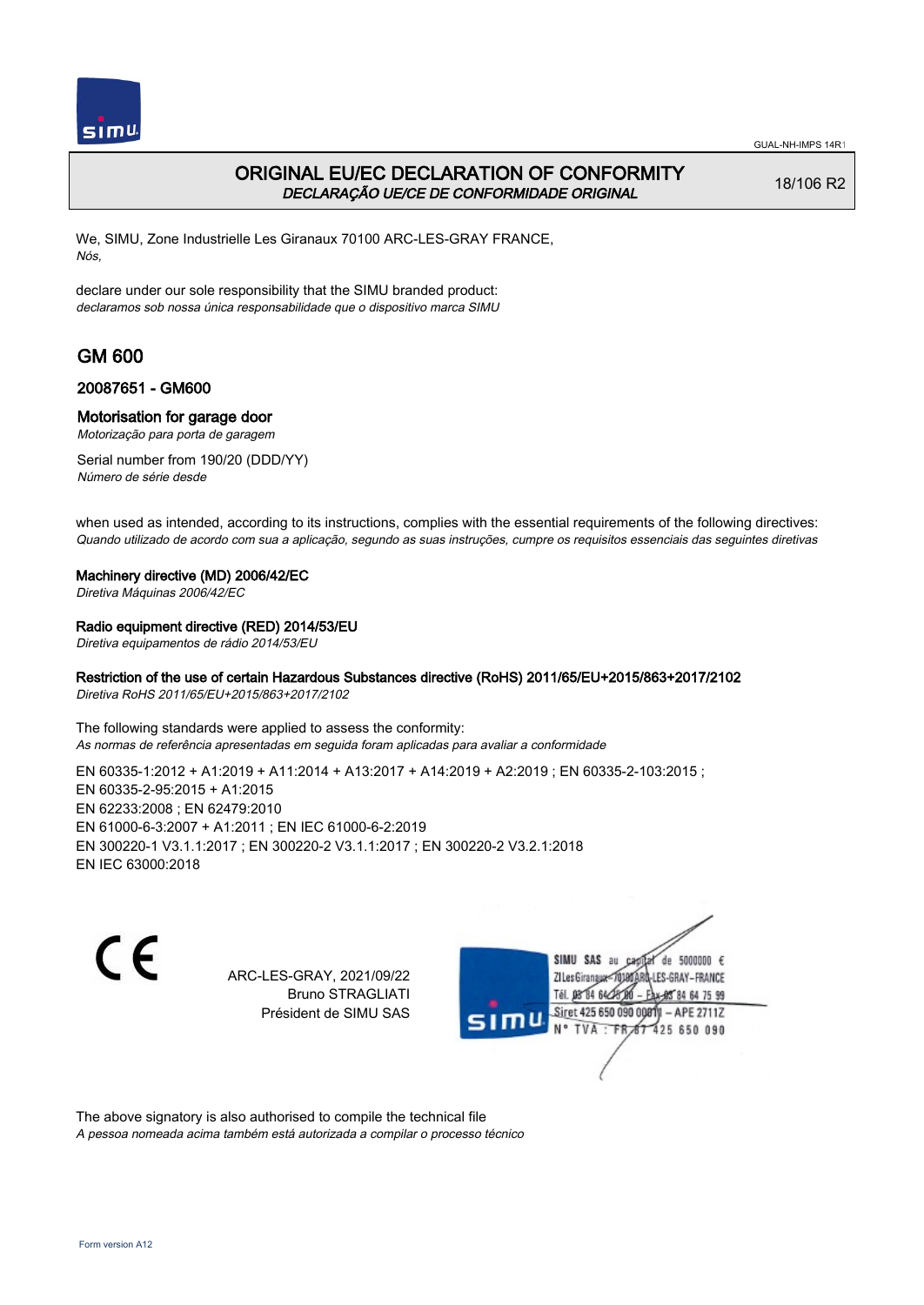# ORIGINAL EU/EC DECLARATION OF CONFORMITY

*DECLARAÇÃO UE/CE DE CONFORMIDADE ORIGINAL*

18/106 R2

We, SIMU, Zone Industrielle Les Giranaux 70100 ARC-LES-GRAY FRANCE,
*Nós,*

declare under our sole responsibility that the SIMU branded product:
*declaramos sob nossa única responsabilidade que o dispositivo marca SIMU*

## GM 600

### 20087651 - GM600

### Motorisation for garage door

*Motorização para porta de garagem*

Serial number from 190/20 (DDD/YY)
*Número de série desde*

when used as intended, according to its instructions, complies with the essential requirements of the following directives:
*Quando utilizado de acordo com sua a aplicação, segundo as suas instruções, cumpre os requisitos essenciais das seguintes diretivas*

**Machinery directive (MD) 2006/42/EC**
*Diretiva Máquinas 2006/42/EC*

**Radio equipment directive (RED) 2014/53/EU**
*Diretiva equipamentos de rádio 2014/53/EU*

**Restriction of the use of certain Hazardous Substances directive (RoHS) 2011/65/EU+2015/863+2017/2102**
*Diretiva RoHS 2011/65/EU+2015/863+2017/2102*

The following standards were applied to assess the conformity:
*As normas de referência apresentadas em seguida foram aplicadas para avaliar a conformidade*

EN 60335-1:2012 + A1:2019 + A11:2014 + A13:2017 + A14:2019 + A2:2019 ; EN 60335-2-103:2015 ;
EN 60335-2-95:2015 + A1:2015
EN 62233:2008 ; EN 62479:2010
EN 61000-6-3:2007 + A1:2011 ; EN IEC 61000-6-2:2019
EN 300220-1 V3.1.1:2017 ; EN 300220-2 V3.1.1:2017 ; EN 300220-2 V3.2.1:2018
EN IEC 63000:2018

ARC-LES-GRAY, 2021/09/22
Bruno STRAGLIATI
Président de SIMU SAS

SIMU SAS au capital de 5000000 €
ZI Les Giranaux 70100 ARC-LES-GRAY-FRANCE
Tél. 03 84 64 75 00 – Fax 03 84 64 75 99
Siret 425 650 090 00011 – APE 2711Z
N° TVA : FR 67 425 650 090

The above signatory is also authorised to compile the technical file
*A pessoa nomeada acima também está autorizada a compilar o processo técnico*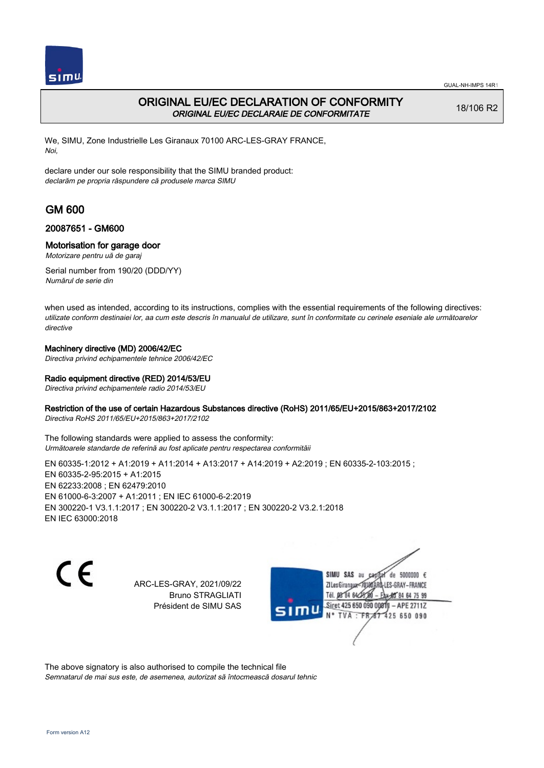# ORIGINAL EU/EC DECLARATION OF CONFORMITY

*ORIGINAL EU/EC DECLARAIE DE CONFORMITATE*

18/106 R2

We, SIMU, Zone Industrielle Les Giranaux 70100 ARC-LES-GRAY FRANCE,
*Noi,*

declare under our sole responsibility that the SIMU branded product:
*declarăm pe propria răspundere că produsele marca SIMU*

## GM 600

### 20087651 - GM600

### Motorisation for garage door

*Motorizare pentru uă de garaj*

Serial number from 190/20 (DDD/YY)
*Numărul de serie din*

when used as intended, according to its instructions, complies with the essential requirements of the following directives:
*utilizate conform destinaiei lor, aa cum este descris în manualul de utilizare, sunt în conformitate cu cerinele eseniale ale următoarelor directive*

**Machinery directive (MD) 2006/42/EC**
*Directiva privind echipamentele tehnice 2006/42/EC*

**Radio equipment directive (RED) 2014/53/EU**
*Directiva privind echipamentele radio 2014/53/EU*

**Restriction of the use of certain Hazardous Substances directive (RoHS) 2011/65/EU+2015/863+2017/2102**
*Directiva RoHS 2011/65/EU+2015/863+2017/2102*

The following standards were applied to assess the conformity:
*Următoarele standarde de referină au fost aplicate pentru respectarea conformitii*

EN 60335-1:2012 + A1:2019 + A11:2014 + A13:2017 + A14:2019 + A2:2019 ; EN 60335-2-103:2015 ;
EN 60335-2-95:2015 + A1:2015
EN 62233:2008 ; EN 62479:2010
EN 61000-6-3:2007 + A1:2011 ; EN IEC 61000-6-2:2019
EN 300220-1 V3.1.1:2017 ; EN 300220-2 V3.1.1:2017 ; EN 300220-2 V3.2.1:2018
EN IEC 63000:2018

CE

ARC-LES-GRAY, 2021/09/22
Bruno STRAGLIATI
Président de SIMU SAS

SIMU SAS au capital de 5000000 €
ZI Les Giranaux 70100 ARC-LES-GRAY-FRANCE
Tél. 03 84 64 75 00 – Fax 03 84 64 75 99
Siret 425 650 090 00011 – APE 2711Z
N° TVA : FR 87 425 650 090

The above signatory is also authorised to compile the technical file
*Semnatarul de mai sus este, de asemenea, autorizat să întocmească dosarul tehnic*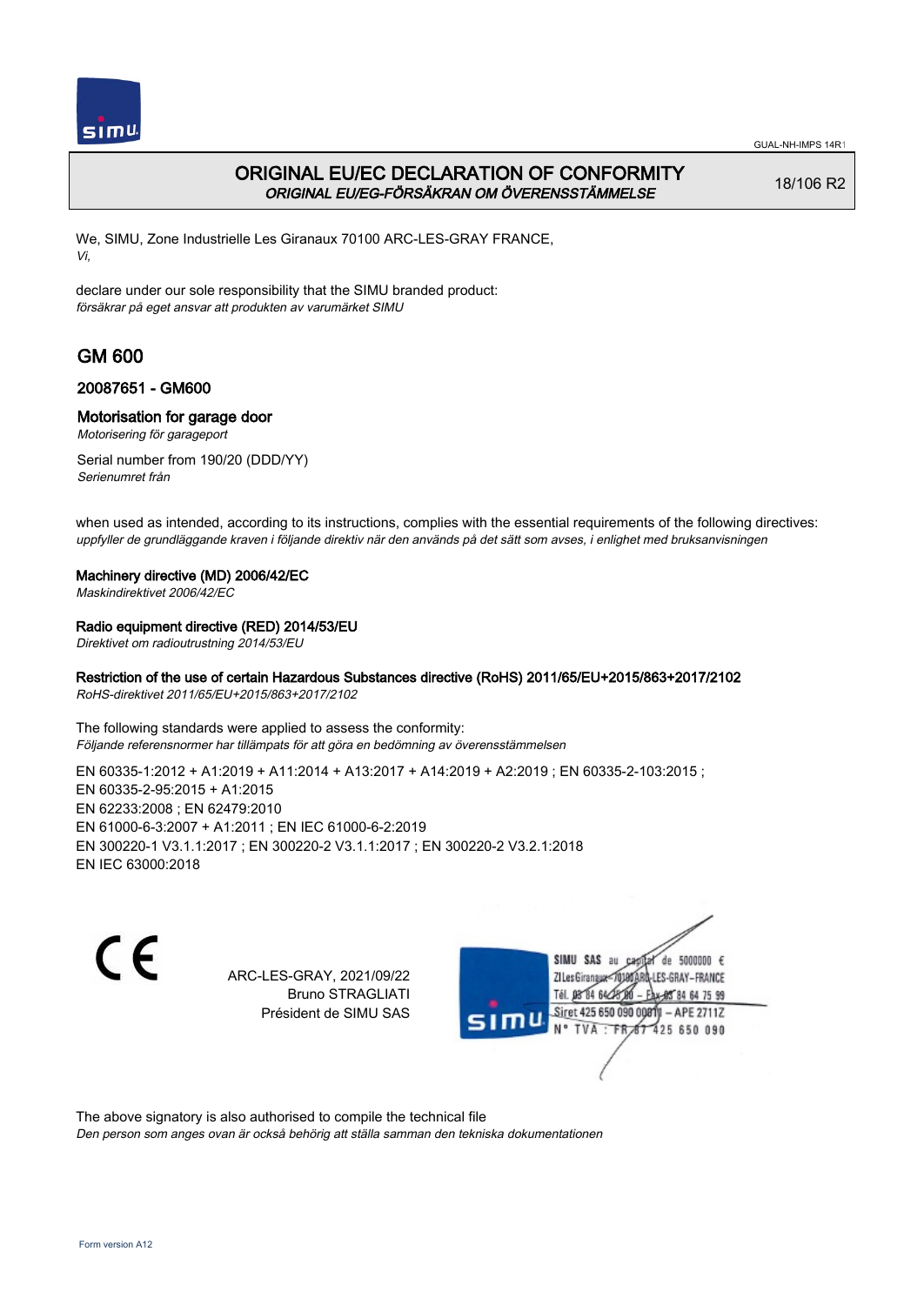GUAL-NH-IMPS 14R1

# ORIGINAL EU/EC DECLARATION OF CONFORMITY
*ORIGINAL EU/EG-FÖRSÄKRAN OM ÖVERENSSTÄMMELSE*

18/106 R2

We, SIMU, Zone Industrielle Les Giranaux 70100 ARC-LES-GRAY FRANCE,
*Vi,*

declare under our sole responsibility that the SIMU branded product:
*försäkrar på eget ansvar att produkten av varumärket SIMU*

## GM 600

### 20087651 - GM600

### Motorisation for garage door
*Motorisering för garageport*

Serial number from 190/20 (DDD/YY)
*Serienumret från*

when used as intended, according to its instructions, complies with the essential requirements of the following directives:
*uppfyller de grundläggande kraven i följande direktiv när den används på det sätt som avses, i enlighet med bruksanvisningen*

**Machinery directive (MD) 2006/42/EC**
*Maskindirektivet 2006/42/EC*

**Radio equipment directive (RED) 2014/53/EU**
*Direktivet om radioutrustning 2014/53/EU*

**Restriction of the use of certain Hazardous Substances directive (RoHS) 2011/65/EU+2015/863+2017/2102**
*RoHS-direktivet 2011/65/EU+2015/863+2017/2102*

The following standards were applied to assess the conformity:
*Följande referensnormer har tillämpats för att göra en bedömning av överensstämmelsen*

EN 60335-1:2012 + A1:2019 + A11:2014 + A13:2017 + A14:2019 + A2:2019 ; EN 60335-2-103:2015 ;
EN 60335-2-95:2015 + A1:2015
EN 62233:2008 ; EN 62479:2010
EN 61000-6-3:2007 + A1:2011 ; EN IEC 61000-6-2:2019
EN 300220-1 V3.1.1:2017 ; EN 300220-2 V3.1.1:2017 ; EN 300220-2 V3.2.1:2018
EN IEC 63000:2018

CE

ARC-LES-GRAY, 2021/09/22
Bruno STRAGLIATI
Président de SIMU SAS

SIMU SAS au capital de 5000000 €
ZI Les Giranaux 70100 ARC-LES-GRAY-FRANCE
Tél. 03 84 64 75 00 – Fax 03 84 64 75 99
Siret 425 650 090 00011 – APE 2711Z
N° TVA : FR 67 425 650 090

The above signatory is also authorised to compile the technical file
*Den person som anges ovan är också behörig att ställa samman den tekniska dokumentationen*

Form version A12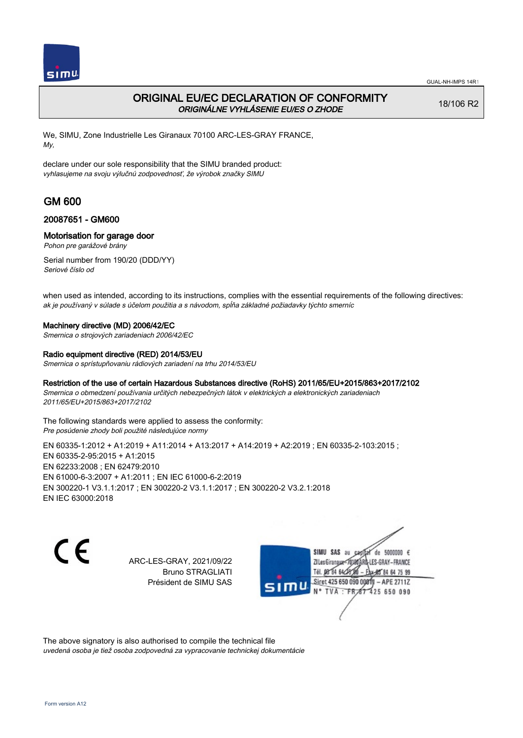# ORIGINAL EU/EC DECLARATION OF CONFORMITY

*ORIGINÁLNE VYHLÁSENIE EU/ES O ZHODE*

18/106 R2

We, SIMU, Zone Industrielle Les Giranaux 70100 ARC-LES-GRAY FRANCE,
*My,*

declare under our sole responsibility that the SIMU branded product:
*vyhlasujeme na svoju výlučnú zodpovednosť, že výrobok značky SIMU*

## GM 600

### 20087651 - GM600

### Motorisation for garage door

*Pohon pre garážové brány*

Serial number from 190/20 (DDD/YY)
*Seriové číslo od*

when used as intended, according to its instructions, complies with the essential requirements of the following directives:
*ak je používaný v súlade s účelom použitia a s návodom, spĺňa základné požiadavky týchto smerníc*

**Machinery directive (MD) 2006/42/EC**
*Smernica o strojových zariadeniach 2006/42/EC*

**Radio equipment directive (RED) 2014/53/EU**
*Smernica o sprístupňovaniu rádiových zariadení na trhu 2014/53/EU*

**Restriction of the use of certain Hazardous Substances directive (RoHS) 2011/65/EU+2015/863+2017/2102**
*Smernica o obmedzení používania určitých nebezpečných látok v elektrických a elektronických zariadeniach 2011/65/EU+2015/863+2017/2102*

The following standards were applied to assess the conformity:
*Pre posúdenie zhody boli použité následujúce normy*

EN 60335-1:2012 + A1:2019 + A11:2014 + A13:2017 + A14:2019 + A2:2019 ; EN 60335-2-103:2015 ;
EN 60335-2-95:2015 + A1:2015
EN 62233:2008 ; EN 62479:2010
EN 61000-6-3:2007 + A1:2011 ; EN IEC 61000-6-2:2019
EN 300220-1 V3.1.1:2017 ; EN 300220-2 V3.1.1:2017 ; EN 300220-2 V3.2.1:2018
EN IEC 63000:2018

CE

ARC-LES-GRAY, 2021/09/22
Bruno STRAGLIATI
Président de SIMU SAS

SIMU SAS au capital de 5000000 €
ZI Les Giranaux 70100 ARC-LES-GRAY-FRANCE
Tél. 03 84 64 75 00 – Fax 03 84 64 75 99
Siret 425 650 090 00011 – APE 2711Z
N° TVA : FR 87 425 650 090

The above signatory is also authorised to compile the technical file
*uvedená osoba je tiež osoba zodpovedná za vypracovanie technickej dokumentácie*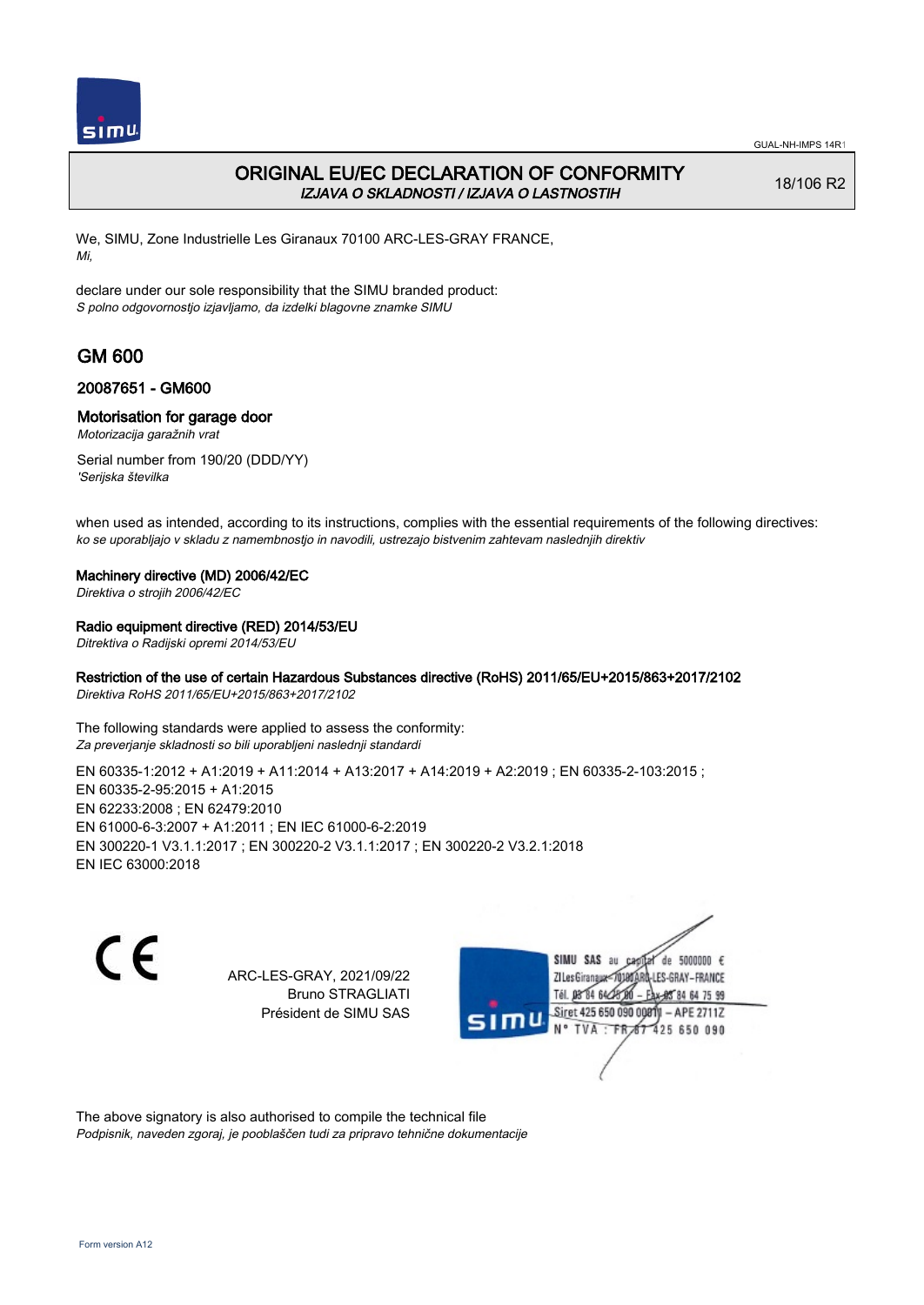# ORIGINAL EU/EC DECLARATION OF CONFORMITY
*IZJAVA O SKLADNOSTI / IZJAVA O LASTNOSTIH*

18/106 R2

We, SIMU, Zone Industrielle Les Giranaux 70100 ARC-LES-GRAY FRANCE,
*Mi,*

declare under our sole responsibility that the SIMU branded product:
*S polno odgovornostjo izjavljamo, da izdelki blagovne znamke SIMU*

## GM 600

### 20087651 - GM600

### Motorisation for garage door
*Motorizacija garažnih vrat*

Serial number from 190/20 (DDD/YY)
*'Serijska številka*

when used as intended, according to its instructions, complies with the essential requirements of the following directives:
*ko se uporabljajo v skladu z namembnostjo in navodili, ustrezajo bistvenim zahtevam naslednjih direktiv*

**Machinery directive (MD) 2006/42/EC**
*Direktiva o strojih 2006/42/EC*

**Radio equipment directive (RED) 2014/53/EU**
*Ditrektiva o Radijski opremi 2014/53/EU*

**Restriction of the use of certain Hazardous Substances directive (RoHS) 2011/65/EU+2015/863+2017/2102**
*Direktiva RoHS 2011/65/EU+2015/863+2017/2102*

The following standards were applied to assess the conformity:
*Za preverjanje skladnosti so bili uporabljeni naslednji standardi*

EN 60335-1:2012 + A1:2019 + A11:2014 + A13:2017 + A14:2019 + A2:2019 ; EN 60335-2-103:2015 ;
EN 60335-2-95:2015 + A1:2015
EN 62233:2008 ; EN 62479:2010
EN 61000-6-3:2007 + A1:2011 ; EN IEC 61000-6-2:2019
EN 300220-1 V3.1.1:2017 ; EN 300220-2 V3.1.1:2017 ; EN 300220-2 V3.2.1:2018
EN IEC 63000:2018

ARC-LES-GRAY, 2021/09/22
Bruno STRAGLIATI
Président de SIMU SAS

SIMU SAS au capital de 5000000 €
ZI Les Giranaux 70100 ARC-LES-GRAY-FRANCE
Tél. 03 84 64 75 00 – Fax 03 84 64 75 99
Siret 425 650 090 00011 – APE 2711Z
N° TVA : FR 67 425 650 090

The above signatory is also authorised to compile the technical file
*Podpisnik, naveden zgoraj, je pooblaščen tudi za pripravo tehnične dokumentacije*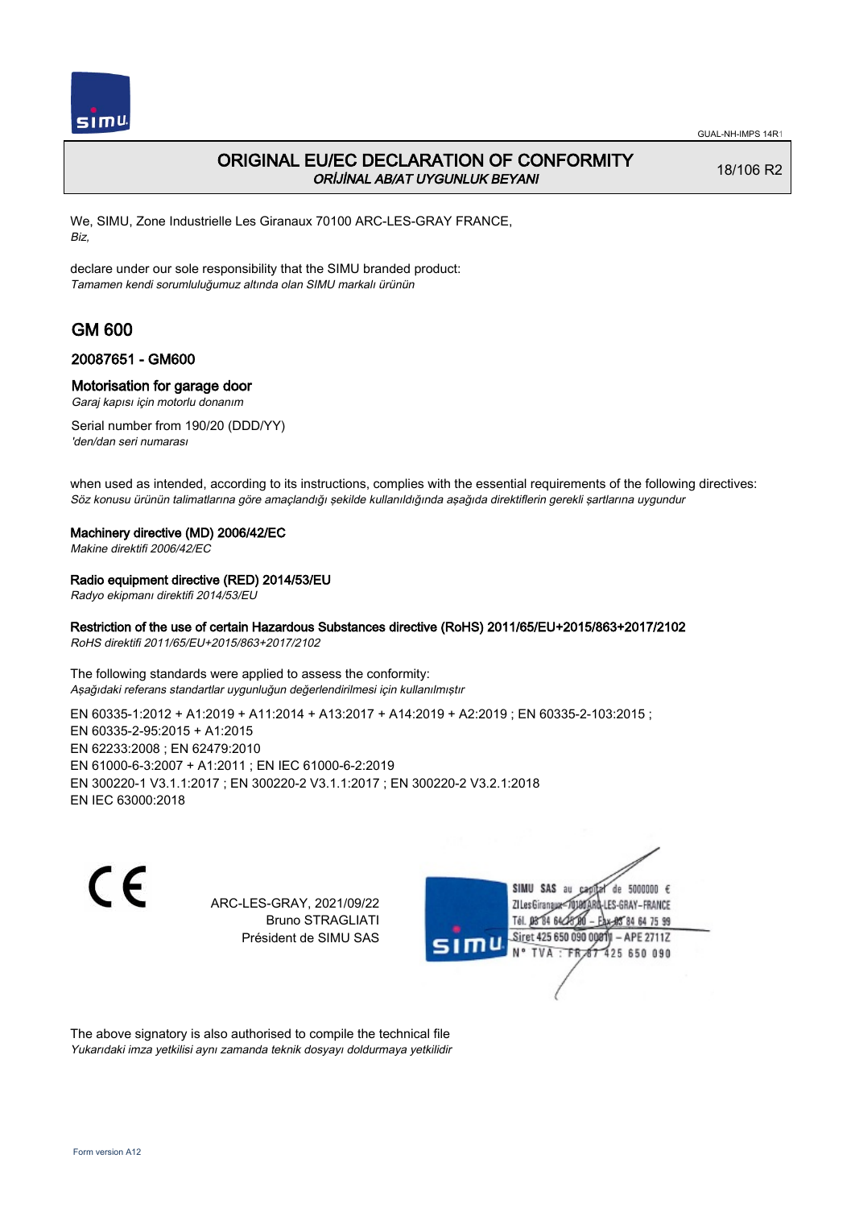# ORIGINAL EU/EC DECLARATION OF CONFORMITY

*ORİJİNAL AB/AT UYGUNLUK BEYANI*

18/106 R2

We, SIMU, Zone Industrielle Les Giranaux 70100 ARC-LES-GRAY FRANCE,
*Biz,*

declare under our sole responsibility that the SIMU branded product:
*Tamamen kendi sorumluluğumuz altında olan SIMU markalı ürünün*

## GM 600

### 20087651 - GM600

### Motorisation for garage door

*Garaj kapısı için motorlu donanım*

Serial number from 190/20 (DDD/YY)
*'den/dan seri numarası*

when used as intended, according to its instructions, complies with the essential requirements of the following directives:
*Söz konusu ürünün talimatlarına göre amaçlandığı şekilde kullanıldığında aşağıda direktiflerin gerekli şartlarına uygundur*

**Machinery directive (MD) 2006/42/EC**
*Makine direktifi 2006/42/EC*

**Radio equipment directive (RED) 2014/53/EU**
*Radyo ekipmanı direktifi 2014/53/EU*

**Restriction of the use of certain Hazardous Substances directive (RoHS) 2011/65/EU+2015/863+2017/2102**
*RoHS direktifi 2011/65/EU+2015/863+2017/2102*

The following standards were applied to assess the conformity:
*Aşağıdaki referans standartlar uygunluğun değerlendirilmesi için kullanılmıştır*

EN 60335-1:2012 + A1:2019 + A11:2014 + A13:2017 + A14:2019 + A2:2019 ; EN 60335-2-103:2015 ;
EN 60335-2-95:2015 + A1:2015
EN 62233:2008 ; EN 62479:2010
EN 61000-6-3:2007 + A1:2011 ; EN IEC 61000-6-2:2019
EN 300220-1 V3.1.1:2017 ; EN 300220-2 V3.1.1:2017 ; EN 300220-2 V3.2.1:2018
EN IEC 63000:2018

ARC-LES-GRAY, 2021/09/22
Bruno STRAGLIATI
Président de SIMU SAS

SIMU SAS au capital de 5000000 €
ZI Les Giranaux 70100 ARC-LES-GRAY-FRANCE
Tél. 03 84 64 75 00 – Fax 03 84 64 75 99
Siret 425 650 090 00011 – APE 2711Z
N° TVA : FR 67 425 650 090

The above signatory is also authorised to compile the technical file
*Yukarıdaki imza yetkilisi aynı zamanda teknik dosyayı doldurmaya yetkilidir*